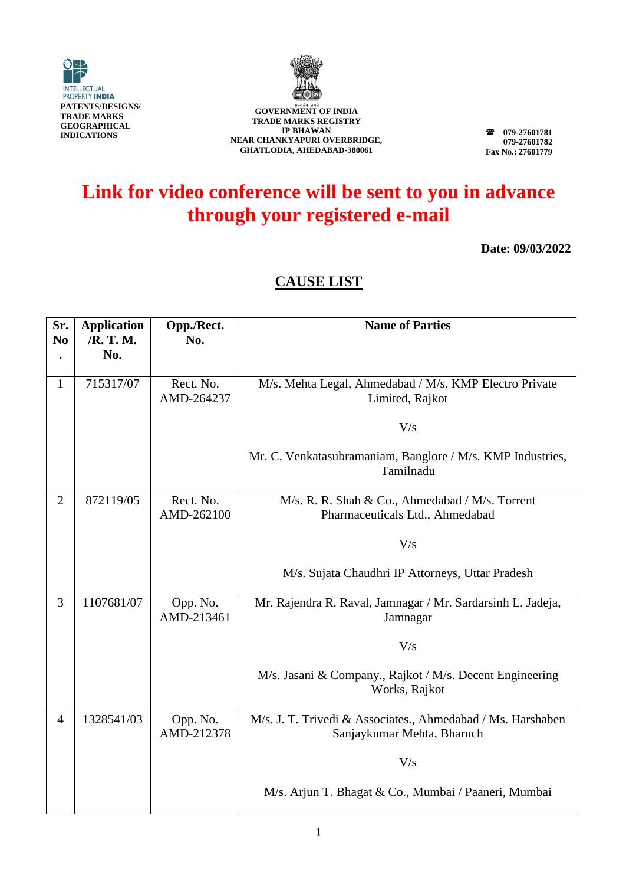INTELLECTUAL PROPERTY INDIA
**PATENTS/DESIGNS/ TRADE MARKS GEOGRAPHICAL INDICATIONS**

**GOVERNMENT OF INDIA**
**TRADE MARKS REGISTRY**
**IP BHAWAN**
**NEAR CHANKYAPURI OVERBRIDGE,**
**GHATLODIA, AHEDABAD-380061**

**☎ 079-27601781**
**079-27601782**
**Fax No.: 27601779**

# Link for video conference will be sent to you in advance through your registered e-mail

**Date: 09/03/2022**

## CAUSE LIST

| Sr. No. | Application /R. T. M. No. | Opp./Rect. No. | Name of Parties |
|---|---|---|---|
| 1 | 715317/07 | Rect. No. AMD-264237 | M/s. Mehta Legal, Ahmedabad / M/s. KMP Electro Private Limited, Rajkot<br><br>V/s<br><br>Mr. C. Venkatasubramaniam, Banglore / M/s. KMP Industries, Tamilnadu |
| 2 | 872119/05 | Rect. No. AMD-262100 | M/s. R. R. Shah & Co., Ahmedabad / M/s. Torrent Pharmaceuticals Ltd., Ahmedabad<br><br>V/s<br><br>M/s. Sujata Chaudhri IP Attorneys, Uttar Pradesh |
| 3 | 1107681/07 | Opp. No. AMD-213461 | Mr. Rajendra R. Raval, Jamnagar / Mr. Sardarsinh L. Jadeja, Jamnagar<br><br>V/s<br><br>M/s. Jasani & Company., Rajkot / M/s. Decent Engineering Works, Rajkot |
| 4 | 1328541/03 | Opp. No. AMD-212378 | M/s. J. T. Trivedi & Associates., Ahmedabad / Ms. Harshaben Sanjaykumar Mehta, Bharuch<br><br>V/s<br><br>M/s. Arjun T. Bhagat & Co., Mumbai / Paaneri, Mumbai |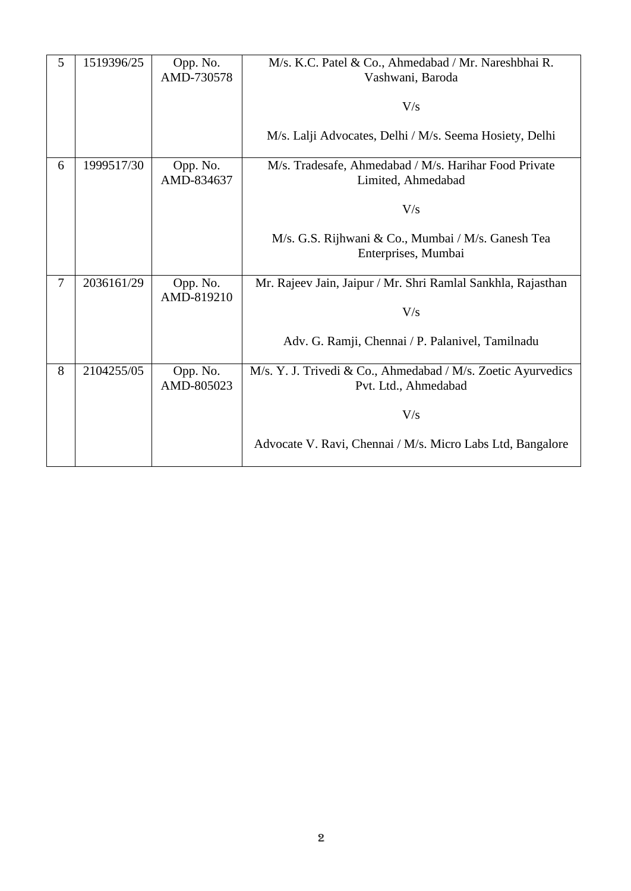| 5 | 1519396/25 | Opp. No. AMD-730578 | M/s. K.C. Patel & Co., Ahmedabad / Mr. Nareshbhai R. Vashwani, Baroda<br><br>V/s<br><br>M/s. Lalji Advocates, Delhi / M/s. Seema Hosiety, Delhi |
|---|---|---|---|
| 6 | 1999517/30 | Opp. No. AMD-834637 | M/s. Tradesafe, Ahmedabad / M/s. Harihar Food Private Limited, Ahmedabad<br><br>V/s<br><br>M/s. G.S. Rijhwani & Co., Mumbai / M/s. Ganesh Tea Enterprises, Mumbai |
| 7 | 2036161/29 | Opp. No. AMD-819210 | Mr. Rajeev Jain, Jaipur / Mr. Shri Ramlal Sankhla, Rajasthan<br><br>V/s<br><br>Adv. G. Ramji, Chennai / P. Palanivel, Tamilnadu |
| 8 | 2104255/05 | Opp. No. AMD-805023 | M/s. Y. J. Trivedi & Co., Ahmedabad / M/s. Zoetic Ayurvedics Pvt. Ltd., Ahmedabad<br><br>V/s<br><br>Advocate V. Ravi, Chennai / M/s. Micro Labs Ltd, Bangalore |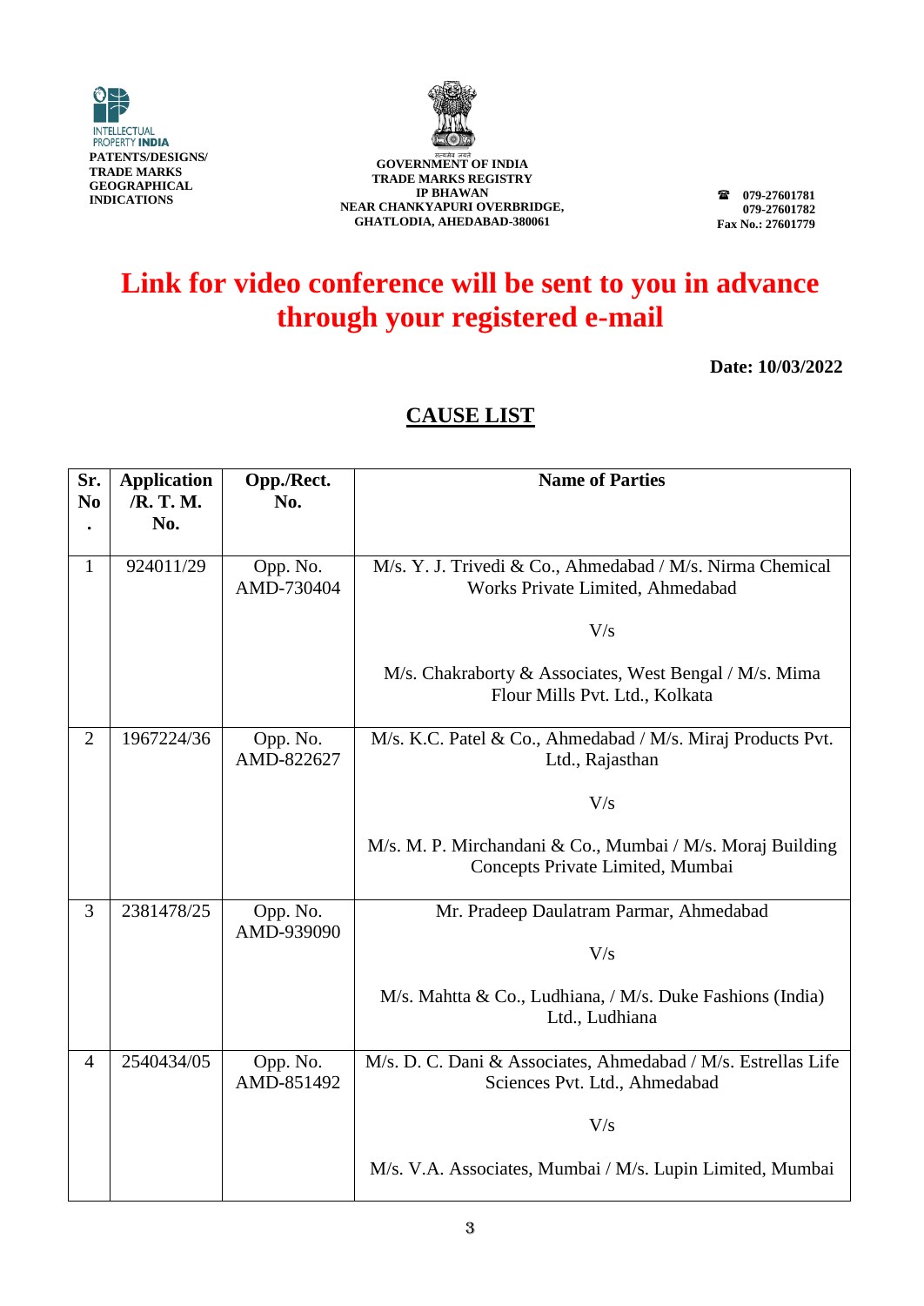INTELLECTUAL PROPERTY INDIA
PATENTS/DESIGNS/ TRADE MARKS GEOGRAPHICAL INDICATIONS

GOVERNMENT OF INDIA
TRADE MARKS REGISTRY
IP BHAWAN
NEAR CHANKYAPURI OVERBRIDGE,
GHATLODIA, AHEDABAD-380061

☎ 079-27601781
079-27601782
Fax No.: 27601779

# Link for video conference will be sent to you in advance through your registered e-mail

**Date: 10/03/2022**

## CAUSE LIST

| Sr. No. | Application /R. T. M. No. | Opp./Rect. No. | Name of Parties |
|---|---|---|---|
| 1 | 924011/29 | Opp. No. AMD-730404 | M/s. Y. J. Trivedi & Co., Ahmedabad / M/s. Nirma Chemical Works Private Limited, Ahmedabad<br><br>V/s<br><br>M/s. Chakraborty & Associates, West Bengal / M/s. Mima Flour Mills Pvt. Ltd., Kolkata |
| 2 | 1967224/36 | Opp. No. AMD-822627 | M/s. K.C. Patel & Co., Ahmedabad / M/s. Miraj Products Pvt. Ltd., Rajasthan<br><br>V/s<br><br>M/s. M. P. Mirchandani & Co., Mumbai / M/s. Moraj Building Concepts Private Limited, Mumbai |
| 3 | 2381478/25 | Opp. No. AMD-939090 | Mr. Pradeep Daulatram Parmar, Ahmedabad<br><br>V/s<br><br>M/s. Mahtta & Co., Ludhiana, / M/s. Duke Fashions (India) Ltd., Ludhiana |
| 4 | 2540434/05 | Opp. No. AMD-851492 | M/s. D. C. Dani & Associates, Ahmedabad / M/s. Estrellas Life Sciences Pvt. Ltd., Ahmedabad<br><br>V/s<br><br>M/s. V.A. Associates, Mumbai / M/s. Lupin Limited, Mumbai |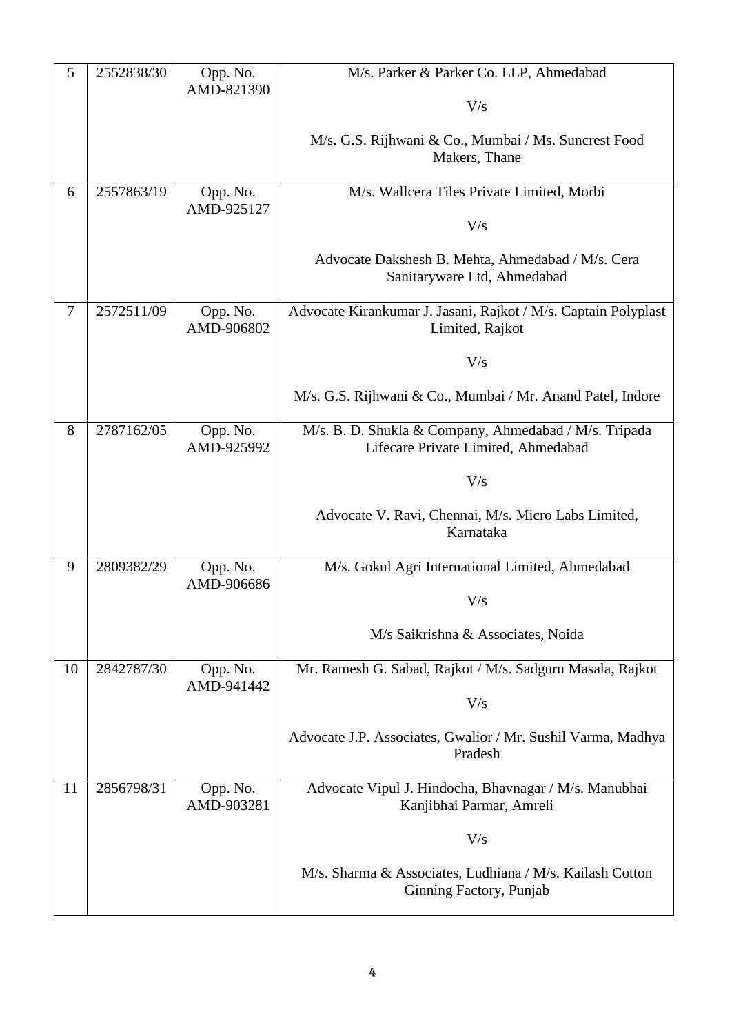| 5 | 2552838/30 | Opp. No. AMD-821390 | M/s. Parker & Parker Co. LLP, Ahmedabad<br><br>V/s<br><br>M/s. G.S. Rijhwani & Co., Mumbai / Ms. Suncrest Food Makers, Thane |
|---|---|---|---|
| 6 | 2557863/19 | Opp. No. AMD-925127 | M/s. Wallcera Tiles Private Limited, Morbi<br><br>V/s<br><br>Advocate Dakshesh B. Mehta, Ahmedabad / M/s. Cera Sanitaryware Ltd, Ahmedabad |
| 7 | 2572511/09 | Opp. No. AMD-906802 | Advocate Kirankumar J. Jasani, Rajkot / M/s. Captain Polyplast Limited, Rajkot<br><br>V/s<br><br>M/s. G.S. Rijhwani & Co., Mumbai / Mr. Anand Patel, Indore |
| 8 | 2787162/05 | Opp. No. AMD-925992 | M/s. B. D. Shukla & Company, Ahmedabad / M/s. Tripada Lifecare Private Limited, Ahmedabad<br><br>V/s<br><br>Advocate V. Ravi, Chennai, M/s. Micro Labs Limited, Karnataka |
| 9 | 2809382/29 | Opp. No. AMD-906686 | M/s. Gokul Agri International Limited, Ahmedabad<br><br>V/s<br><br>M/s Saikrishna & Associates, Noida |
| 10 | 2842787/30 | Opp. No. AMD-941442 | Mr. Ramesh G. Sabad, Rajkot / M/s. Sadguru Masala, Rajkot<br><br>V/s<br><br>Advocate J.P. Associates, Gwalior / Mr. Sushil Varma, Madhya Pradesh |
| 11 | 2856798/31 | Opp. No. AMD-903281 | Advocate Vipul J. Hindocha, Bhavnagar / M/s. Manubhai Kanjibhai Parmar, Amreli<br><br>V/s<br><br>M/s. Sharma & Associates, Ludhiana / M/s. Kailash Cotton Ginning Factory, Punjab |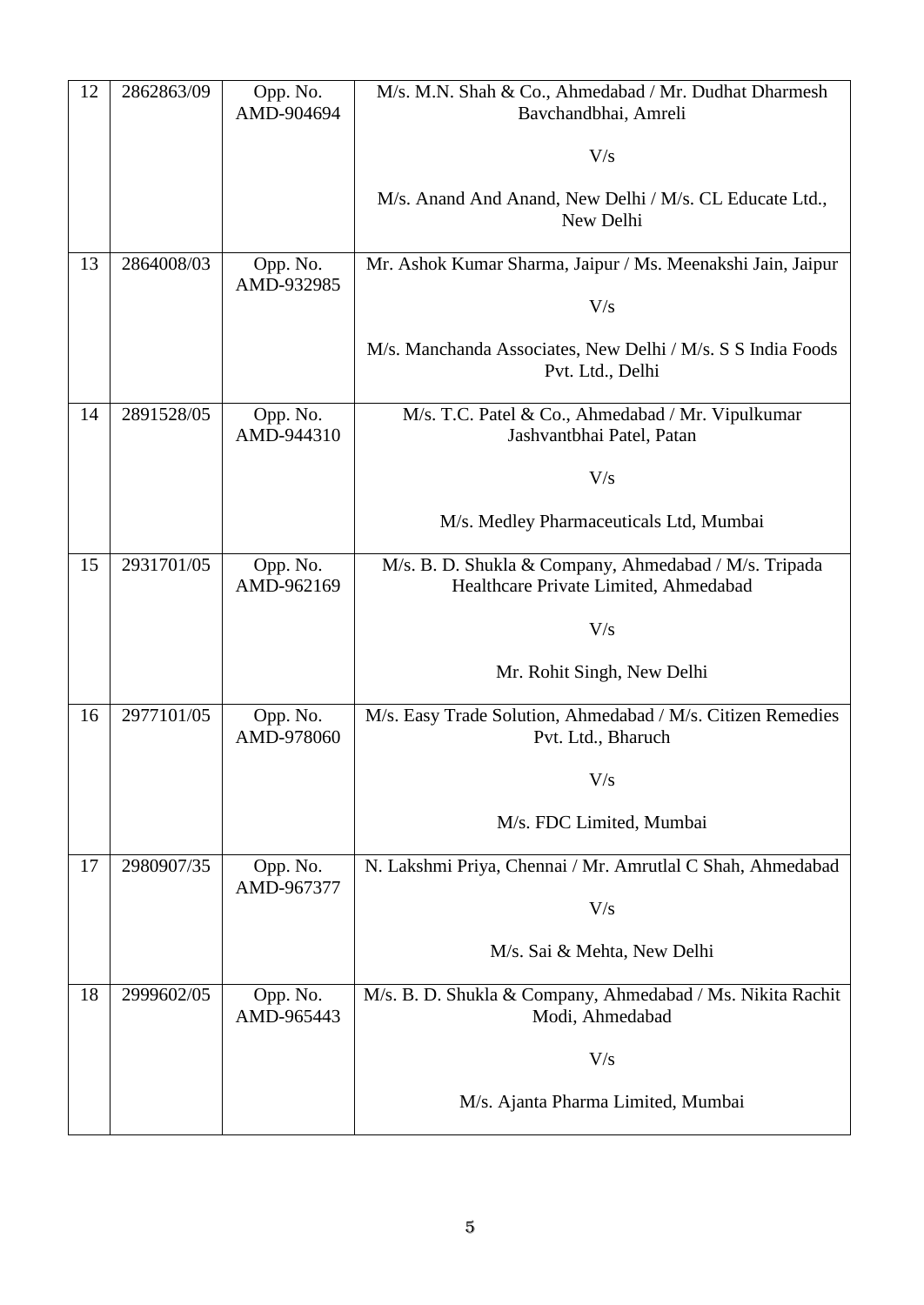| 12 | 2862863/09 | Opp. No. AMD-904694 | M/s. M.N. Shah & Co., Ahmedabad / Mr. Dudhat Dharmesh Bavchandbhai, Amreli<br><br>V/s<br><br>M/s. Anand And Anand, New Delhi / M/s. CL Educate Ltd., New Delhi |
|---|---|---|---|
| 13 | 2864008/03 | Opp. No. AMD-932985 | Mr. Ashok Kumar Sharma, Jaipur / Ms. Meenakshi Jain, Jaipur<br><br>V/s<br><br>M/s. Manchanda Associates, New Delhi / M/s. S S India Foods Pvt. Ltd., Delhi |
| 14 | 2891528/05 | Opp. No. AMD-944310 | M/s. T.C. Patel & Co., Ahmedabad / Mr. Vipulkumar Jashvantbhai Patel, Patan<br><br>V/s<br><br>M/s. Medley Pharmaceuticals Ltd, Mumbai |
| 15 | 2931701/05 | Opp. No. AMD-962169 | M/s. B. D. Shukla & Company, Ahmedabad / M/s. Tripada Healthcare Private Limited, Ahmedabad<br><br>V/s<br><br>Mr. Rohit Singh, New Delhi |
| 16 | 2977101/05 | Opp. No. AMD-978060 | M/s. Easy Trade Solution, Ahmedabad / M/s. Citizen Remedies Pvt. Ltd., Bharuch<br><br>V/s<br><br>M/s. FDC Limited, Mumbai |
| 17 | 2980907/35 | Opp. No. AMD-967377 | N. Lakshmi Priya, Chennai / Mr. Amrutlal C Shah, Ahmedabad<br><br>V/s<br><br>M/s. Sai & Mehta, New Delhi |
| 18 | 2999602/05 | Opp. No. AMD-965443 | M/s. B. D. Shukla & Company, Ahmedabad / Ms. Nikita Rachit Modi, Ahmedabad<br><br>V/s<br><br>M/s. Ajanta Pharma Limited, Mumbai |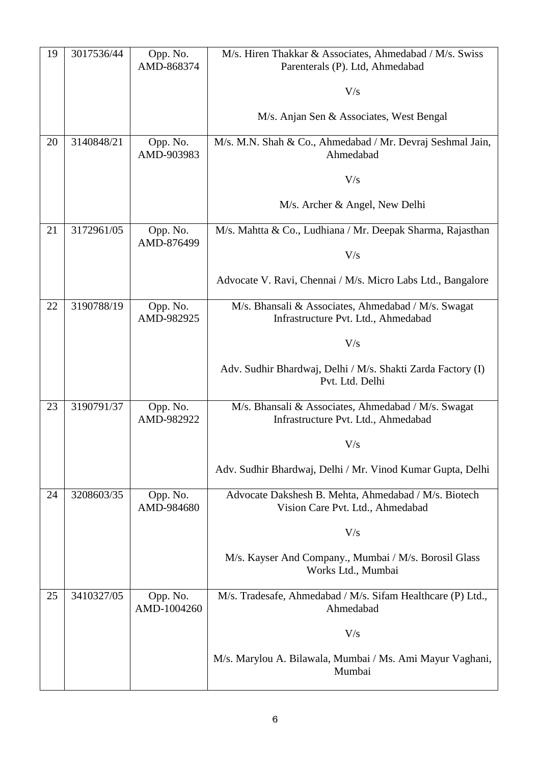| 19 | 3017536/44 | Opp. No. AMD-868374 | M/s. Hiren Thakkar & Associates, Ahmedabad / M/s. Swiss Parenterals (P). Ltd, Ahmedabad<br><br>V/s<br><br>M/s. Anjan Sen & Associates, West Bengal |
|---|---|---|---|
| 20 | 3140848/21 | Opp. No. AMD-903983 | M/s. M.N. Shah & Co., Ahmedabad / Mr. Devraj Seshmal Jain, Ahmedabad<br><br>V/s<br><br>M/s. Archer & Angel, New Delhi |
| 21 | 3172961/05 | Opp. No. AMD-876499 | M/s. Mahtta & Co., Ludhiana / Mr. Deepak Sharma, Rajasthan<br><br>V/s<br><br>Advocate V. Ravi, Chennai / M/s. Micro Labs Ltd., Bangalore |
| 22 | 3190788/19 | Opp. No. AMD-982925 | M/s. Bhansali & Associates, Ahmedabad / M/s. Swagat Infrastructure Pvt. Ltd., Ahmedabad<br><br>V/s<br><br>Adv. Sudhir Bhardwaj, Delhi / M/s. Shakti Zarda Factory (I) Pvt. Ltd. Delhi |
| 23 | 3190791/37 | Opp. No. AMD-982922 | M/s. Bhansali & Associates, Ahmedabad / M/s. Swagat Infrastructure Pvt. Ltd., Ahmedabad<br><br>V/s<br><br>Adv. Sudhir Bhardwaj, Delhi / Mr. Vinod Kumar Gupta, Delhi |
| 24 | 3208603/35 | Opp. No. AMD-984680 | Advocate Dakshesh B. Mehta, Ahmedabad / M/s. Biotech Vision Care Pvt. Ltd., Ahmedabad<br><br>V/s<br><br>M/s. Kayser And Company., Mumbai / M/s. Borosil Glass Works Ltd., Mumbai |
| 25 | 3410327/05 | Opp. No. AMD-1004260 | M/s. Tradesafe, Ahmedabad / M/s. Sifam Healthcare (P) Ltd., Ahmedabad<br><br>V/s<br><br>M/s. Marylou A. Bilawala, Mumbai / Ms. Ami Mayur Vaghani, Mumbai |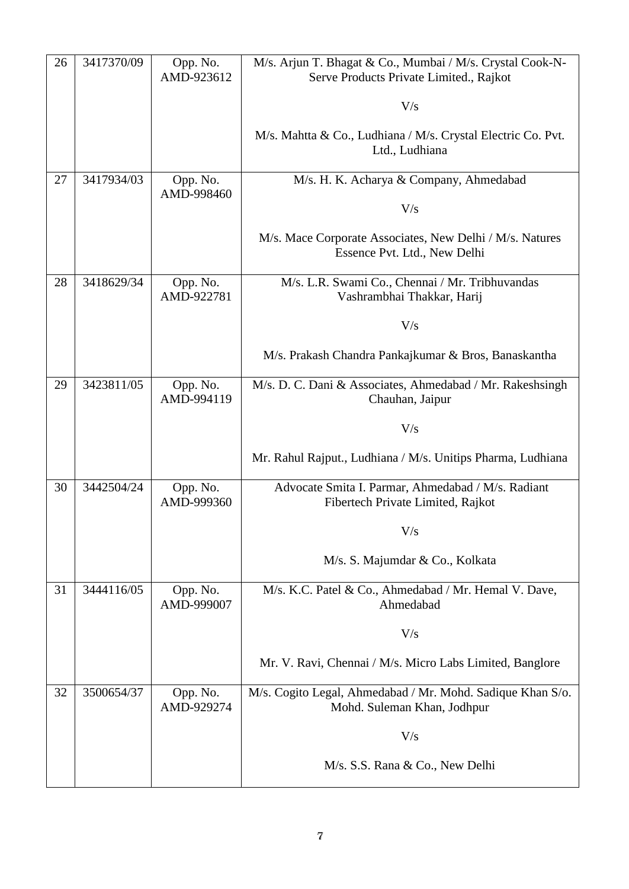| 26 | 3417370/09 | Opp. No. AMD-923612 | M/s. Arjun T. Bhagat & Co., Mumbai / M/s. Crystal Cook-N-Serve Products Private Limited., Rajkot<br><br>V/s<br><br>M/s. Mahtta & Co., Ludhiana / M/s. Crystal Electric Co. Pvt. Ltd., Ludhiana |
|---|---|---|---|
| 27 | 3417934/03 | Opp. No. AMD-998460 | M/s. H. K. Acharya & Company, Ahmedabad<br><br>V/s<br><br>M/s. Mace Corporate Associates, New Delhi / M/s. Natures Essence Pvt. Ltd., New Delhi |
| 28 | 3418629/34 | Opp. No. AMD-922781 | M/s. L.R. Swami Co., Chennai / Mr. Tribhuvandas Vashrambhai Thakkar, Harij<br><br>V/s<br><br>M/s. Prakash Chandra Pankajkumar & Bros, Banaskantha |
| 29 | 3423811/05 | Opp. No. AMD-994119 | M/s. D. C. Dani & Associates, Ahmedabad / Mr. Rakeshsingh Chauhan, Jaipur<br><br>V/s<br><br>Mr. Rahul Rajput., Ludhiana / M/s. Unitips Pharma, Ludhiana |
| 30 | 3442504/24 | Opp. No. AMD-999360 | Advocate Smita I. Parmar, Ahmedabad / M/s. Radiant Fibertech Private Limited, Rajkot<br><br>V/s<br><br>M/s. S. Majumdar & Co., Kolkata |
| 31 | 3444116/05 | Opp. No. AMD-999007 | M/s. K.C. Patel & Co., Ahmedabad / Mr. Hemal V. Dave, Ahmedabad<br><br>V/s<br><br>Mr. V. Ravi, Chennai / M/s. Micro Labs Limited, Banglore |
| 32 | 3500654/37 | Opp. No. AMD-929274 | M/s. Cogito Legal, Ahmedabad / Mr. Mohd. Sadique Khan S/o. Mohd. Suleman Khan, Jodhpur<br><br>V/s<br><br>M/s. S.S. Rana & Co., New Delhi |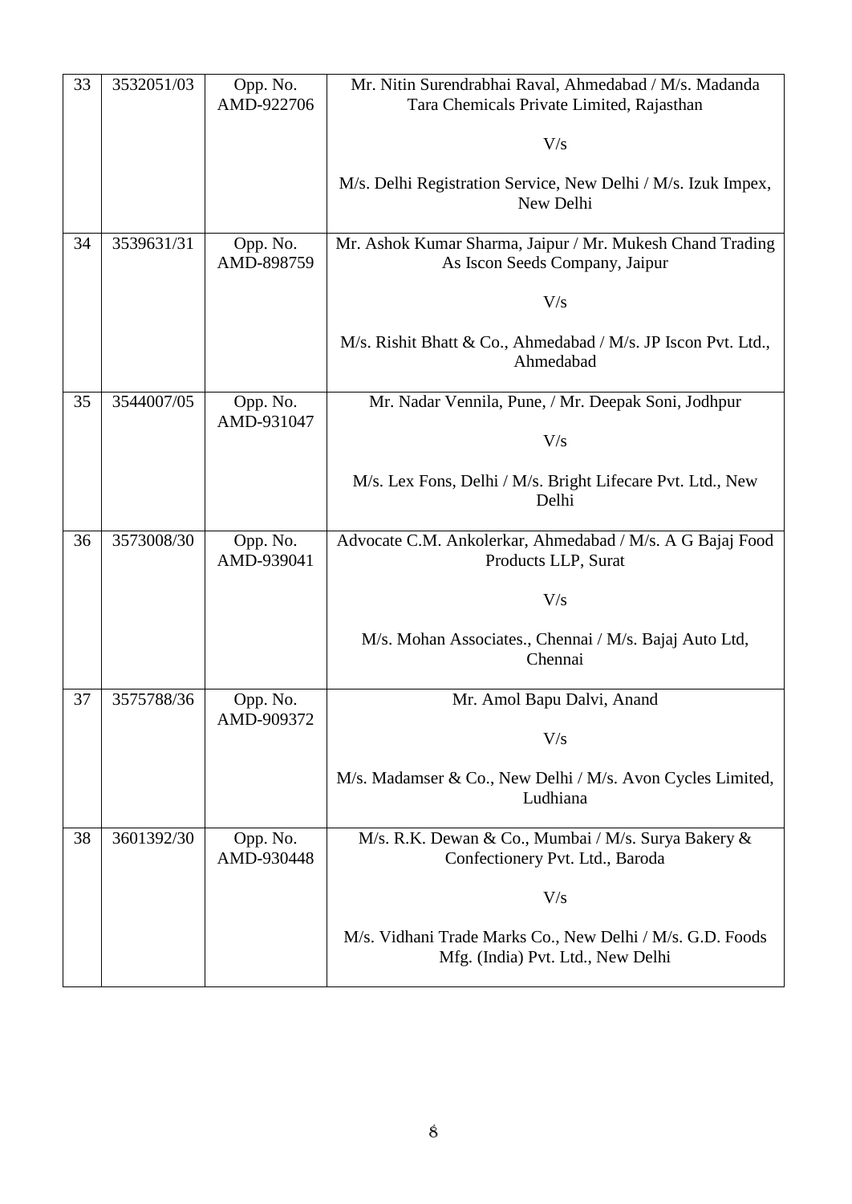| | | | |
|---|---|---|---|
| 33 | 3532051/03 | Opp. No. AMD-922706 | Mr. Nitin Surendrabhai Raval, Ahmedabad / M/s. Madanda Tara Chemicals Private Limited, Rajasthan<br><br>V/s<br><br>M/s. Delhi Registration Service, New Delhi / M/s. Izuk Impex, New Delhi |
| 34 | 3539631/31 | Opp. No. AMD-898759 | Mr. Ashok Kumar Sharma, Jaipur / Mr. Mukesh Chand Trading As Iscon Seeds Company, Jaipur<br><br>V/s<br><br>M/s. Rishit Bhatt & Co., Ahmedabad / M/s. JP Iscon Pvt. Ltd., Ahmedabad |
| 35 | 3544007/05 | Opp. No. AMD-931047 | Mr. Nadar Vennila, Pune, / Mr. Deepak Soni, Jodhpur<br><br>V/s<br><br>M/s. Lex Fons, Delhi / M/s. Bright Lifecare Pvt. Ltd., New Delhi |
| 36 | 3573008/30 | Opp. No. AMD-939041 | Advocate C.M. Ankolerkar, Ahmedabad / M/s. A G Bajaj Food Products LLP, Surat<br><br>V/s<br><br>M/s. Mohan Associates., Chennai / M/s. Bajaj Auto Ltd, Chennai |
| 37 | 3575788/36 | Opp. No. AMD-909372 | Mr. Amol Bapu Dalvi, Anand<br><br>V/s<br><br>M/s. Madamser & Co., New Delhi / M/s. Avon Cycles Limited, Ludhiana |
| 38 | 3601392/30 | Opp. No. AMD-930448 | M/s. R.K. Dewan & Co., Mumbai / M/s. Surya Bakery & Confectionery Pvt. Ltd., Baroda<br><br>V/s<br><br>M/s. Vidhani Trade Marks Co., New Delhi / M/s. G.D. Foods Mfg. (India) Pvt. Ltd., New Delhi |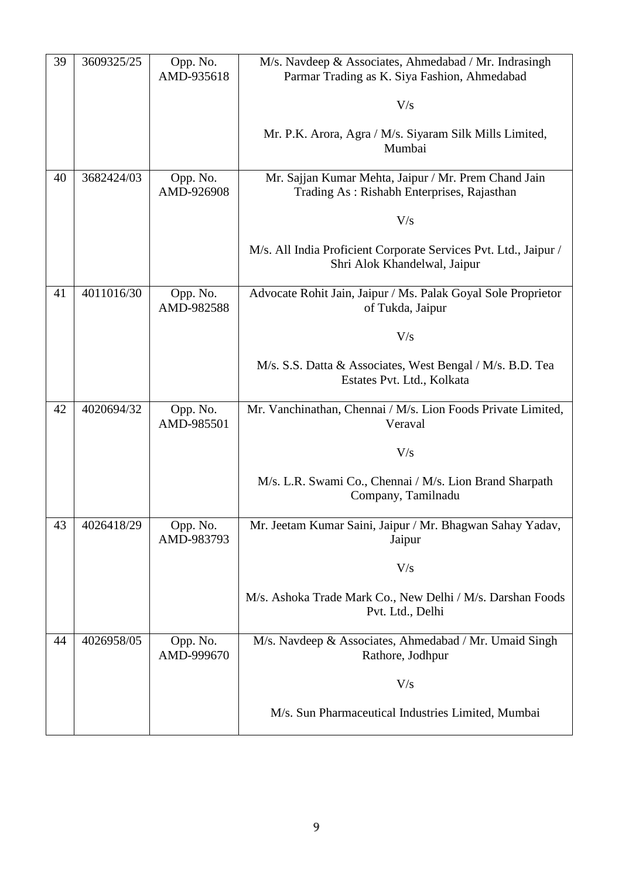| 39 | 3609325/25 | Opp. No. AMD-935618 | M/s. Navdeep & Associates, Ahmedabad / Mr. Indrasingh Parmar Trading as K. Siya Fashion, Ahmedabad<br><br>V/s<br><br>Mr. P.K. Arora, Agra / M/s. Siyaram Silk Mills Limited, Mumbai |
|---|---|---|---|
| 40 | 3682424/03 | Opp. No. AMD-926908 | Mr. Sajjan Kumar Mehta, Jaipur / Mr. Prem Chand Jain Trading As : Rishabh Enterprises, Rajasthan<br><br>V/s<br><br>M/s. All India Proficient Corporate Services Pvt. Ltd., Jaipur / Shri Alok Khandelwal, Jaipur |
| 41 | 4011016/30 | Opp. No. AMD-982588 | Advocate Rohit Jain, Jaipur / Ms. Palak Goyal Sole Proprietor of Tukda, Jaipur<br><br>V/s<br><br>M/s. S.S. Datta & Associates, West Bengal / M/s. B.D. Tea Estates Pvt. Ltd., Kolkata |
| 42 | 4020694/32 | Opp. No. AMD-985501 | Mr. Vanchinathan, Chennai / M/s. Lion Foods Private Limited, Veraval<br><br>V/s<br><br>M/s. L.R. Swami Co., Chennai / M/s. Lion Brand Sharpath Company, Tamilnadu |
| 43 | 4026418/29 | Opp. No. AMD-983793 | Mr. Jeetam Kumar Saini, Jaipur / Mr. Bhagwan Sahay Yadav, Jaipur<br><br>V/s<br><br>M/s. Ashoka Trade Mark Co., New Delhi / M/s. Darshan Foods Pvt. Ltd., Delhi |
| 44 | 4026958/05 | Opp. No. AMD-999670 | M/s. Navdeep & Associates, Ahmedabad / Mr. Umaid Singh Rathore, Jodhpur<br><br>V/s<br><br>M/s. Sun Pharmaceutical Industries Limited, Mumbai |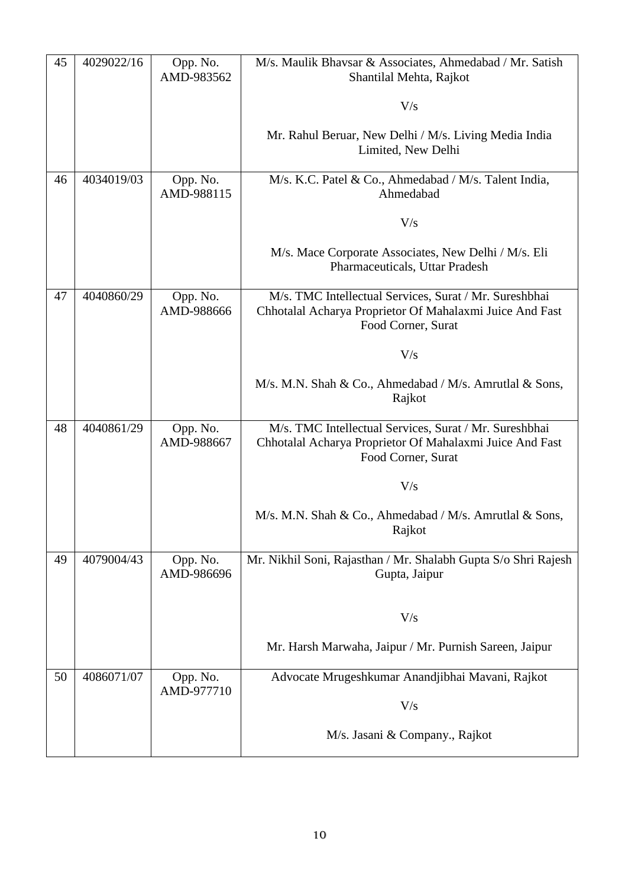| 45 | 4029022/16 | Opp. No. AMD-983562 | M/s. Maulik Bhavsar & Associates, Ahmedabad / Mr. Satish Shantilal Mehta, Rajkot<br><br>V/s<br><br>Mr. Rahul Beruar, New Delhi / M/s. Living Media India Limited, New Delhi |
|---|---|---|---|
| 46 | 4034019/03 | Opp. No. AMD-988115 | M/s. K.C. Patel & Co., Ahmedabad / M/s. Talent India, Ahmedabad<br><br>V/s<br><br>M/s. Mace Corporate Associates, New Delhi / M/s. Eli Pharmaceuticals, Uttar Pradesh |
| 47 | 4040860/29 | Opp. No. AMD-988666 | M/s. TMC Intellectual Services, Surat / Mr. Sureshbhai Chhotalal Acharya Proprietor Of Mahalaxmi Juice And Fast Food Corner, Surat<br><br>V/s<br><br>M/s. M.N. Shah & Co., Ahmedabad / M/s. Amrutlal & Sons, Rajkot |
| 48 | 4040861/29 | Opp. No. AMD-988667 | M/s. TMC Intellectual Services, Surat / Mr. Sureshbhai Chhotalal Acharya Proprietor Of Mahalaxmi Juice And Fast Food Corner, Surat<br><br>V/s<br><br>M/s. M.N. Shah & Co., Ahmedabad / M/s. Amrutlal & Sons, Rajkot |
| 49 | 4079004/43 | Opp. No. AMD-986696 | Mr. Nikhil Soni, Rajasthan / Mr. Shalabh Gupta S/o Shri Rajesh Gupta, Jaipur<br><br>V/s<br><br>Mr. Harsh Marwaha, Jaipur / Mr. Purnish Sareen, Jaipur |
| 50 | 4086071/07 | Opp. No. AMD-977710 | Advocate Mrugeshkumar Anandjibhai Mavani, Rajkot<br><br>V/s<br><br>M/s. Jasani & Company., Rajkot |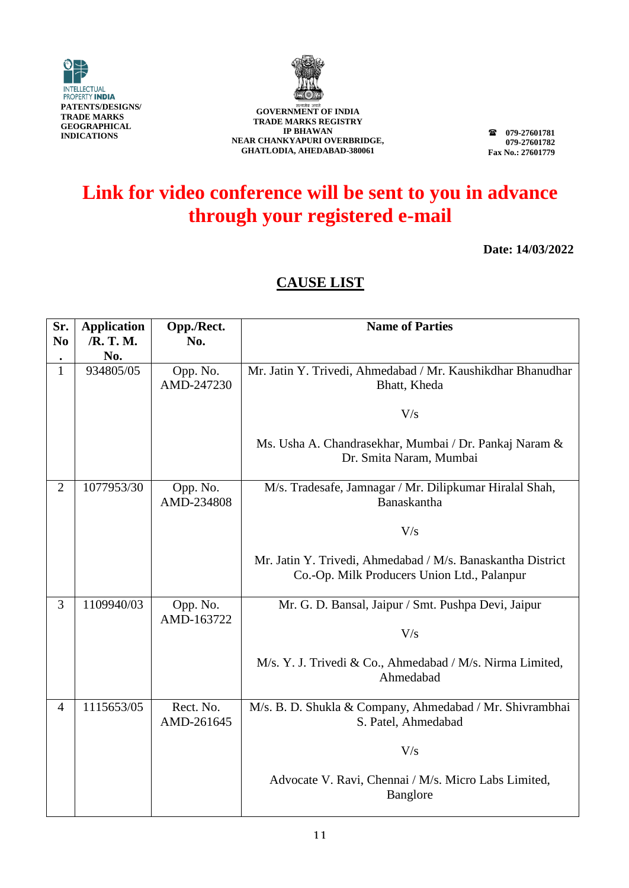INTELLECTUAL PROPERTY INDIA
PATENTS/DESIGNS/ TRADE MARKS GEOGRAPHICAL INDICATIONS

GOVERNMENT OF INDIA
TRADE MARKS REGISTRY
IP BHAWAN
NEAR CHANKYAPURI OVERBRIDGE,
GHATLODIA, AHEDABAD-380061

☎ 079-27601781
079-27601782
Fax No.: 27601779

# Link for video conference will be sent to you in advance through your registered e-mail

**Date: 14/03/2022**

## CAUSE LIST

| Sr. No. | Application /R. T. M. No. | Opp./Rect. No. | Name of Parties |
|---|---|---|---|
| 1 | 934805/05 | Opp. No. AMD-247230 | Mr. Jatin Y. Trivedi, Ahmedabad / Mr. Kaushikdhar Bhanudhar Bhatt, Kheda<br><br>V/s<br><br>Ms. Usha A. Chandrasekhar, Mumbai / Dr. Pankaj Naram & Dr. Smita Naram, Mumbai |
| 2 | 1077953/30 | Opp. No. AMD-234808 | M/s. Tradesafe, Jamnagar / Mr. Dilipkumar Hiralal Shah, Banaskantha<br><br>V/s<br><br>Mr. Jatin Y. Trivedi, Ahmedabad / M/s. Banaskantha District Co.-Op. Milk Producers Union Ltd., Palanpur |
| 3 | 1109940/03 | Opp. No. AMD-163722 | Mr. G. D. Bansal, Jaipur / Smt. Pushpa Devi, Jaipur<br><br>V/s<br><br>M/s. Y. J. Trivedi & Co., Ahmedabad / M/s. Nirma Limited, Ahmedabad |
| 4 | 1115653/05 | Rect. No. AMD-261645 | M/s. B. D. Shukla & Company, Ahmedabad / Mr. Shivrambhai S. Patel, Ahmedabad<br><br>V/s<br><br>Advocate V. Ravi, Chennai / M/s. Micro Labs Limited, Banglore |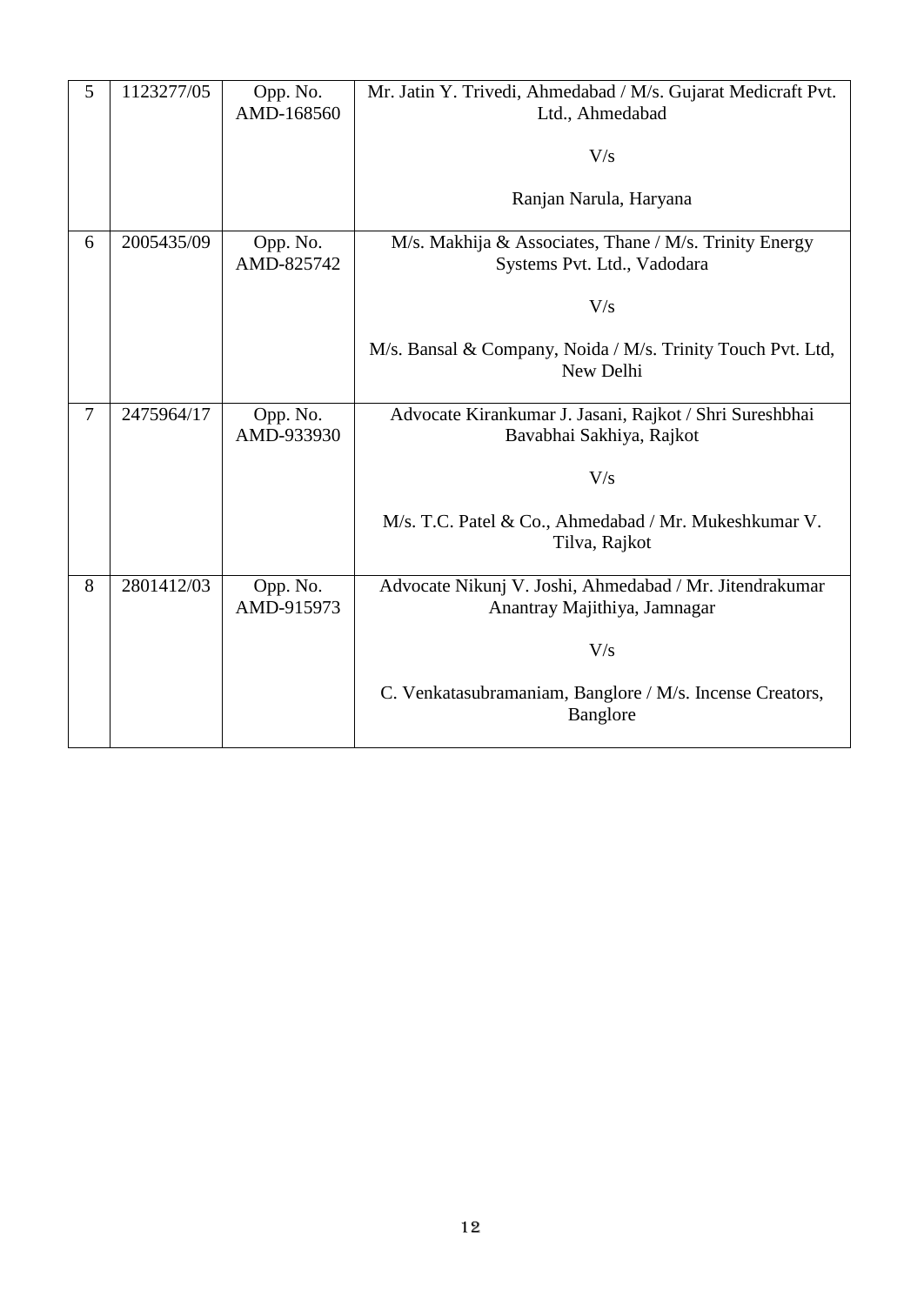| 5 | 1123277/05 | Opp. No. AMD-168560 | Mr. Jatin Y. Trivedi, Ahmedabad / M/s. Gujarat Medicraft Pvt. Ltd., Ahmedabad<br><br>V/s<br><br>Ranjan Narula, Haryana |
|---|---|---|---|
| 6 | 2005435/09 | Opp. No. AMD-825742 | M/s. Makhija & Associates, Thane / M/s. Trinity Energy Systems Pvt. Ltd., Vadodara<br><br>V/s<br><br>M/s. Bansal & Company, Noida / M/s. Trinity Touch Pvt. Ltd, New Delhi |
| 7 | 2475964/17 | Opp. No. AMD-933930 | Advocate Kirankumar J. Jasani, Rajkot / Shri Sureshbhai Bavabhai Sakhiya, Rajkot<br><br>V/s<br><br>M/s. T.C. Patel & Co., Ahmedabad / Mr. Mukeshkumar V. Tilva, Rajkot |
| 8 | 2801412/03 | Opp. No. AMD-915973 | Advocate Nikunj V. Joshi, Ahmedabad / Mr. Jitendrakumar Anantray Majithiya, Jamnagar<br><br>V/s<br><br>C. Venkatasubramaniam, Banglore / M/s. Incense Creators, Banglore |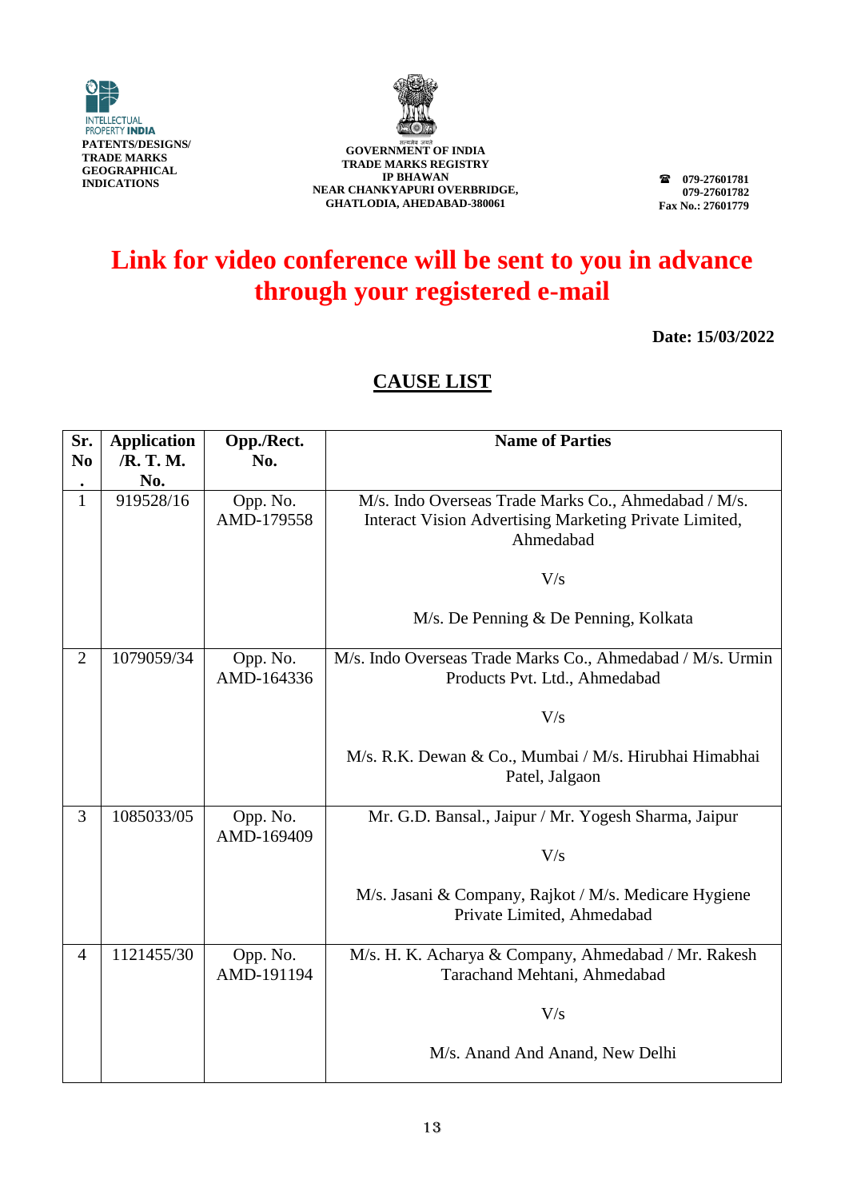INTELLECTUAL PROPERTY INDIA
PATENTS/DESIGNS/ TRADE MARKS GEOGRAPHICAL INDICATIONS

**GOVERNMENT OF INDIA**
**TRADE MARKS REGISTRY**
**IP BHAWAN**
**NEAR CHANKYAPURI OVERBRIDGE,**
**GHATLODIA, AHEDABAD-380061**

☎ 079-27601781
079-27601782
Fax No.: 27601779

# Link for video conference will be sent to you in advance through your registered e-mail

**Date: 15/03/2022**

## CAUSE LIST

| Sr. No. | Application /R. T. M. No. | Opp./Rect. No. | Name of Parties |
|---|---|---|---|
| 1 | 919528/16 | Opp. No. AMD-179558 | M/s. Indo Overseas Trade Marks Co., Ahmedabad / M/s. Interact Vision Advertising Marketing Private Limited, Ahmedabad<br><br>V/s<br><br>M/s. De Penning & De Penning, Kolkata |
| 2 | 1079059/34 | Opp. No. AMD-164336 | M/s. Indo Overseas Trade Marks Co., Ahmedabad / M/s. Urmin Products Pvt. Ltd., Ahmedabad<br><br>V/s<br><br>M/s. R.K. Dewan & Co., Mumbai / M/s. Hirubhai Himabhai Patel, Jalgaon |
| 3 | 1085033/05 | Opp. No. AMD-169409 | Mr. G.D. Bansal., Jaipur / Mr. Yogesh Sharma, Jaipur<br><br>V/s<br><br>M/s. Jasani & Company, Rajkot / M/s. Medicare Hygiene Private Limited, Ahmedabad |
| 4 | 1121455/30 | Opp. No. AMD-191194 | M/s. H. K. Acharya & Company, Ahmedabad / Mr. Rakesh Tarachand Mehtani, Ahmedabad<br><br>V/s<br><br>M/s. Anand And Anand, New Delhi |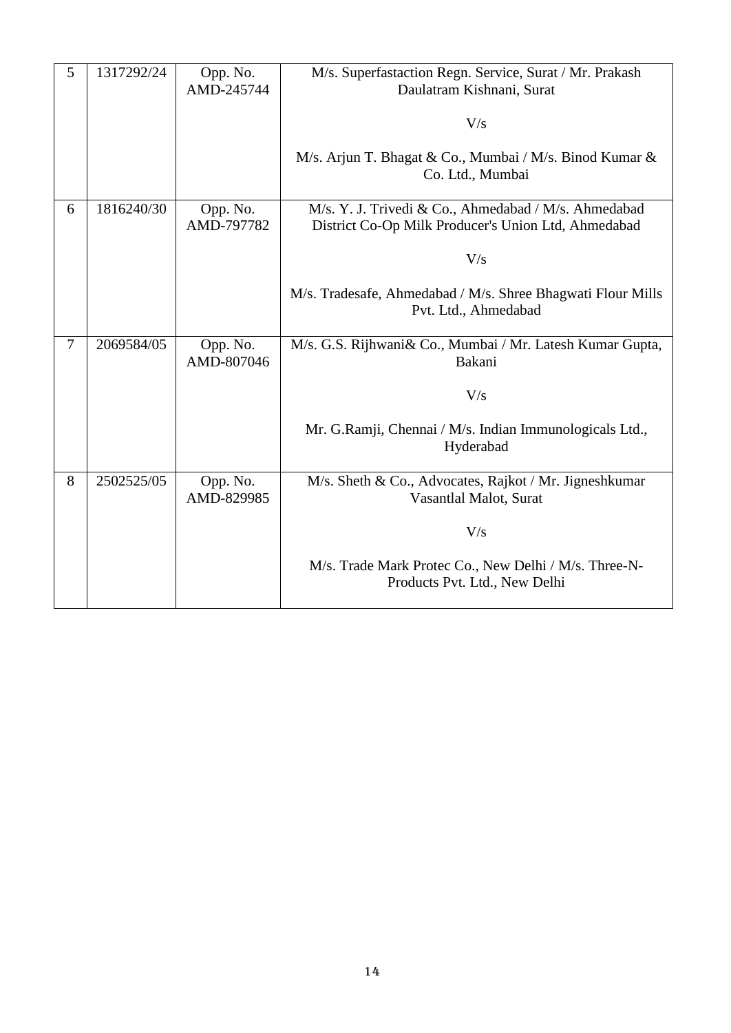| | | | |
|---|---|---|---|
| 5 | 1317292/24 | Opp. No. AMD-245744 | M/s. Superfastaction Regn. Service, Surat / Mr. Prakash Daulatram Kishnani, Surat<br><br>V/s<br><br>M/s. Arjun T. Bhagat & Co., Mumbai / M/s. Binod Kumar & Co. Ltd., Mumbai |
| 6 | 1816240/30 | Opp. No. AMD-797782 | M/s. Y. J. Trivedi & Co., Ahmedabad / M/s. Ahmedabad District Co-Op Milk Producer's Union Ltd, Ahmedabad<br><br>V/s<br><br>M/s. Tradesafe, Ahmedabad / M/s. Shree Bhagwati Flour Mills Pvt. Ltd., Ahmedabad |
| 7 | 2069584/05 | Opp. No. AMD-807046 | M/s. G.S. Rijhwani& Co., Mumbai / Mr. Latesh Kumar Gupta, Bakani<br><br>V/s<br><br>Mr. G.Ramji, Chennai / M/s. Indian Immunologicals Ltd., Hyderabad |
| 8 | 2502525/05 | Opp. No. AMD-829985 | M/s. Sheth & Co., Advocates, Rajkot / Mr. Jigneshkumar Vasantlal Malot, Surat<br><br>V/s<br><br>M/s. Trade Mark Protec Co., New Delhi / M/s. Three-N-Products Pvt. Ltd., New Delhi |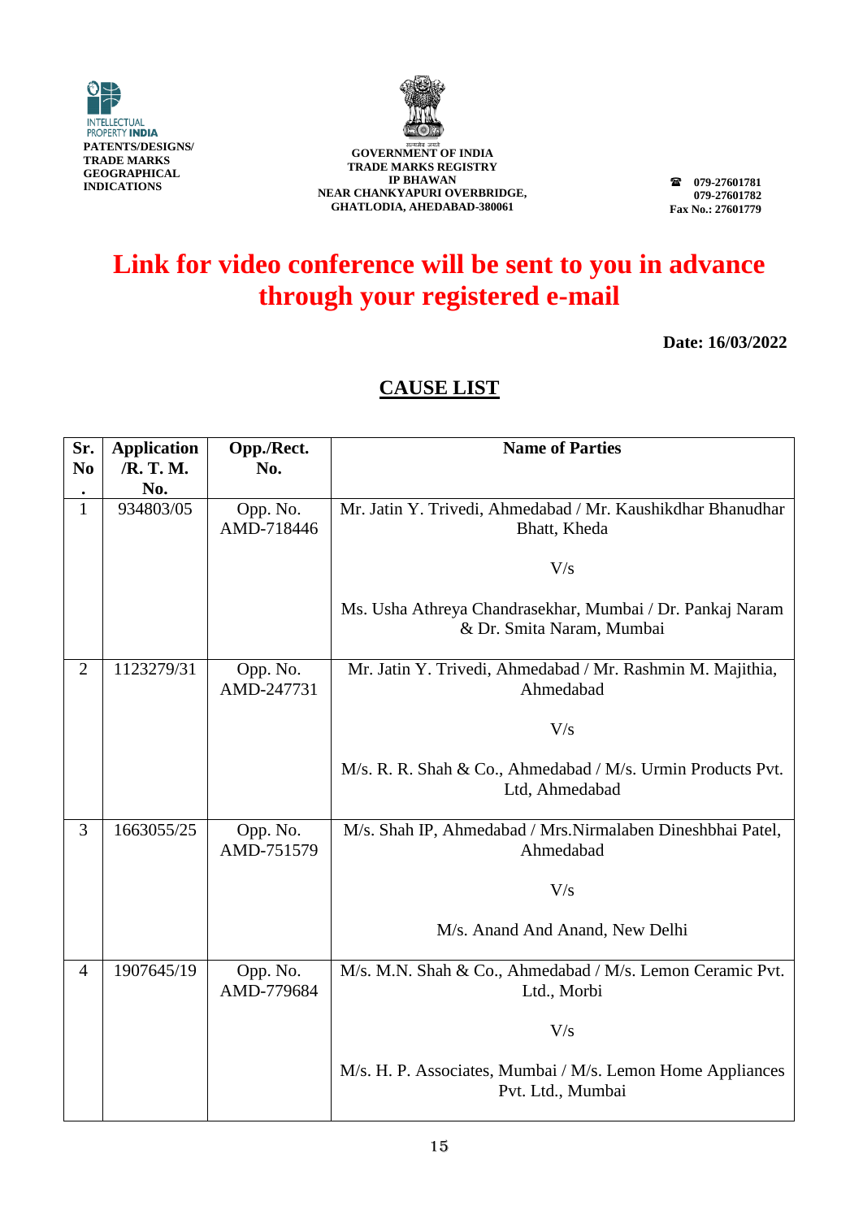INTELLECTUAL PROPERTY INDIA

**PATENTS/DESIGNS/ TRADE MARKS GEOGRAPHICAL INDICATIONS**

**GOVERNMENT OF INDIA**
**TRADE MARKS REGISTRY**
**IP BHAWAN**
**NEAR CHANKYAPURI OVERBRIDGE,**
**GHATLODIA, AHEDABAD-380061**

**☎ 079-27601781**
**079-27601782**
**Fax No.: 27601779**

# Link for video conference will be sent to you in advance through your registered e-mail

**Date: 16/03/2022**

## CAUSE LIST

| Sr. No. | Application /R. T. M. No. | Opp./Rect. No. | Name of Parties |
|---|---|---|---|
| 1 | 934803/05 | Opp. No. AMD-718446 | Mr. Jatin Y. Trivedi, Ahmedabad / Mr. Kaushikdhar Bhanudhar Bhatt, Kheda<br><br>V/s<br><br>Ms. Usha Athreya Chandrasekhar, Mumbai / Dr. Pankaj Naram & Dr. Smita Naram, Mumbai |
| 2 | 1123279/31 | Opp. No. AMD-247731 | Mr. Jatin Y. Trivedi, Ahmedabad / Mr. Rashmin M. Majithia, Ahmedabad<br><br>V/s<br><br>M/s. R. R. Shah & Co., Ahmedabad / M/s. Urmin Products Pvt. Ltd, Ahmedabad |
| 3 | 1663055/25 | Opp. No. AMD-751579 | M/s. Shah IP, Ahmedabad / Mrs.Nirmalaben Dineshbhai Patel, Ahmedabad<br><br>V/s<br><br>M/s. Anand And Anand, New Delhi |
| 4 | 1907645/19 | Opp. No. AMD-779684 | M/s. M.N. Shah & Co., Ahmedabad / M/s. Lemon Ceramic Pvt. Ltd., Morbi<br><br>V/s<br><br>M/s. H. P. Associates, Mumbai / M/s. Lemon Home Appliances Pvt. Ltd., Mumbai |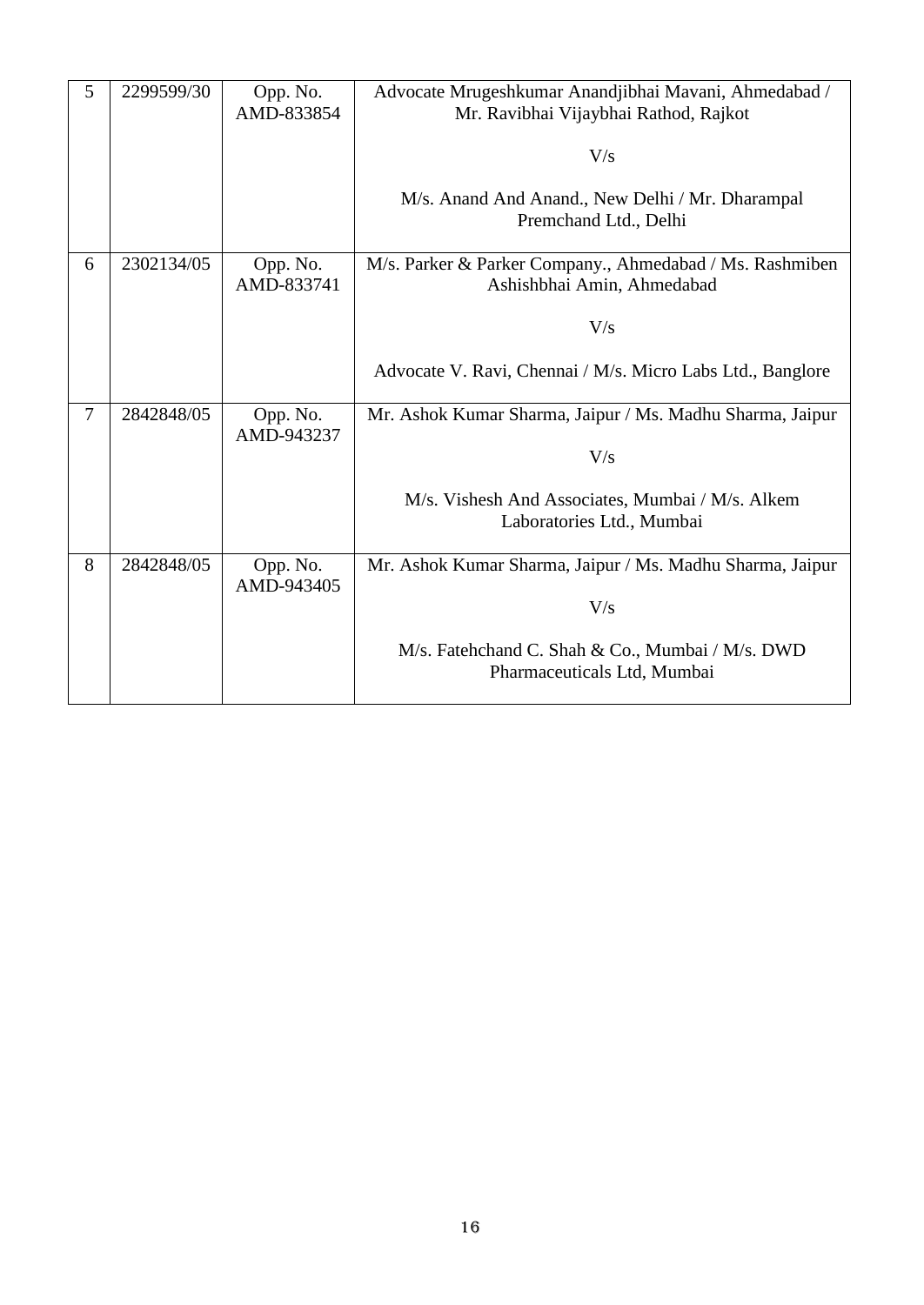| 5 | 2299599/30 | Opp. No. AMD-833854 | Advocate Mrugeshkumar Anandjibhai Mavani, Ahmedabad / Mr. Ravibhai Vijaybhai Rathod, Rajkot<br><br>V/s<br><br>M/s. Anand And Anand., New Delhi / Mr. Dharampal Premchand Ltd., Delhi |
|---|---|---|---|
| 6 | 2302134/05 | Opp. No. AMD-833741 | M/s. Parker & Parker Company., Ahmedabad / Ms. Rashmiben Ashishbhai Amin, Ahmedabad<br><br>V/s<br><br>Advocate V. Ravi, Chennai / M/s. Micro Labs Ltd., Banglore |
| 7 | 2842848/05 | Opp. No. AMD-943237 | Mr. Ashok Kumar Sharma, Jaipur / Ms. Madhu Sharma, Jaipur<br><br>V/s<br><br>M/s. Vishesh And Associates, Mumbai / M/s. Alkem Laboratories Ltd., Mumbai |
| 8 | 2842848/05 | Opp. No. AMD-943405 | Mr. Ashok Kumar Sharma, Jaipur / Ms. Madhu Sharma, Jaipur<br><br>V/s<br><br>M/s. Fatehchand C. Shah & Co., Mumbai / M/s. DWD Pharmaceuticals Ltd, Mumbai |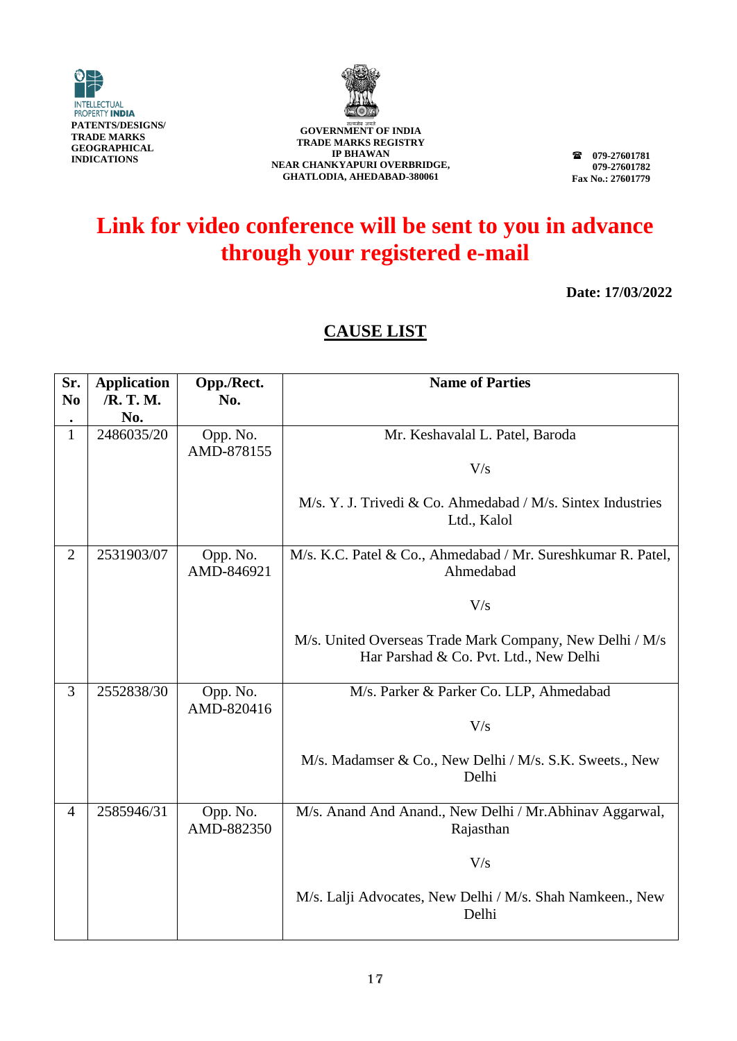INTELLECTUAL PROPERTY INDIA
PATENTS/DESIGNS/ TRADE MARKS GEOGRAPHICAL INDICATIONS

**GOVERNMENT OF INDIA**
**TRADE MARKS REGISTRY**
**IP BHAWAN**
**NEAR CHANKYAPURI OVERBRIDGE,**
**GHATLODIA, AHEDABAD-380061**

☎ 079-27601781
079-27601782
Fax No.: 27601779

# Link for video conference will be sent to you in advance through your registered e-mail

**Date: 17/03/2022**

## CAUSE LIST

| Sr. No. | Application /R. T. M. No. | Opp./Rect. No. | Name of Parties |
|---|---|---|---|
| 1 | 2486035/20 | Opp. No. AMD-878155 | Mr. Keshavalal L. Patel, Baroda<br><br>V/s<br><br>M/s. Y. J. Trivedi & Co. Ahmedabad / M/s. Sintex Industries Ltd., Kalol |
| 2 | 2531903/07 | Opp. No. AMD-846921 | M/s. K.C. Patel & Co., Ahmedabad / Mr. Sureshkumar R. Patel, Ahmedabad<br><br>V/s<br><br>M/s. United Overseas Trade Mark Company, New Delhi / M/s Har Parshad & Co. Pvt. Ltd., New Delhi |
| 3 | 2552838/30 | Opp. No. AMD-820416 | M/s. Parker & Parker Co. LLP, Ahmedabad<br><br>V/s<br><br>M/s. Madamser & Co., New Delhi / M/s. S.K. Sweets., New Delhi |
| 4 | 2585946/31 | Opp. No. AMD-882350 | M/s. Anand And Anand., New Delhi / Mr.Abhinav Aggarwal, Rajasthan<br><br>V/s<br><br>M/s. Lalji Advocates, New Delhi / M/s. Shah Namkeen., New Delhi |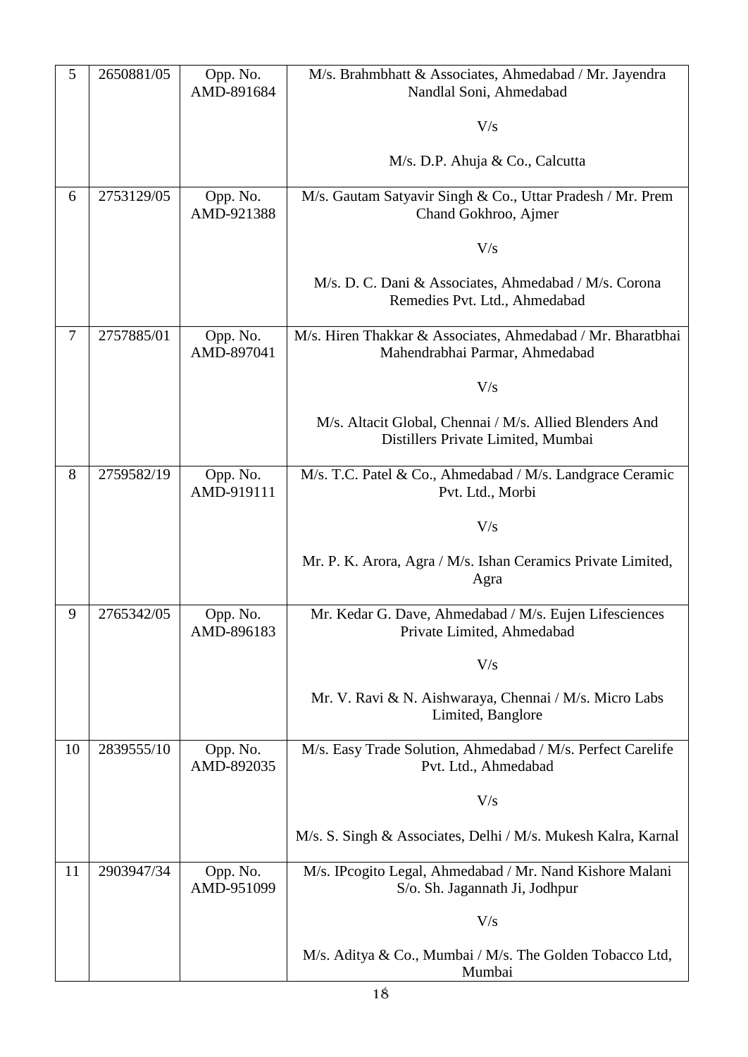| 5 | 2650881/05 | Opp. No. AMD-891684 | M/s. Brahmbhatt & Associates, Ahmedabad / Mr. Jayendra Nandlal Soni, Ahmedabad<br><br>V/s<br><br>M/s. D.P. Ahuja & Co., Calcutta |
|---|---|---|---|
| 6 | 2753129/05 | Opp. No. AMD-921388 | M/s. Gautam Satyavir Singh & Co., Uttar Pradesh / Mr. Prem Chand Gokhroo, Ajmer<br><br>V/s<br><br>M/s. D. C. Dani & Associates, Ahmedabad / M/s. Corona Remedies Pvt. Ltd., Ahmedabad |
| 7 | 2757885/01 | Opp. No. AMD-897041 | M/s. Hiren Thakkar & Associates, Ahmedabad / Mr. Bharatbhai Mahendrabhai Parmar, Ahmedabad<br><br>V/s<br><br>M/s. Altacit Global, Chennai / M/s. Allied Blenders And Distillers Private Limited, Mumbai |
| 8 | 2759582/19 | Opp. No. AMD-919111 | M/s. T.C. Patel & Co., Ahmedabad / M/s. Landgrace Ceramic Pvt. Ltd., Morbi<br><br>V/s<br><br>Mr. P. K. Arora, Agra / M/s. Ishan Ceramics Private Limited, Agra |
| 9 | 2765342/05 | Opp. No. AMD-896183 | Mr. Kedar G. Dave, Ahmedabad / M/s. Eujen Lifesciences Private Limited, Ahmedabad<br><br>V/s<br><br>Mr. V. Ravi & N. Aishwaraya, Chennai / M/s. Micro Labs Limited, Banglore |
| 10 | 2839555/10 | Opp. No. AMD-892035 | M/s. Easy Trade Solution, Ahmedabad / M/s. Perfect Carelife Pvt. Ltd., Ahmedabad<br><br>V/s<br><br>M/s. S. Singh & Associates, Delhi / M/s. Mukesh Kalra, Karnal |
| 11 | 2903947/34 | Opp. No. AMD-951099 | M/s. IPcogito Legal, Ahmedabad / Mr. Nand Kishore Malani S/o. Sh. Jagannath Ji, Jodhpur<br><br>V/s<br><br>M/s. Aditya & Co., Mumbai / M/s. The Golden Tobacco Ltd, Mumbai |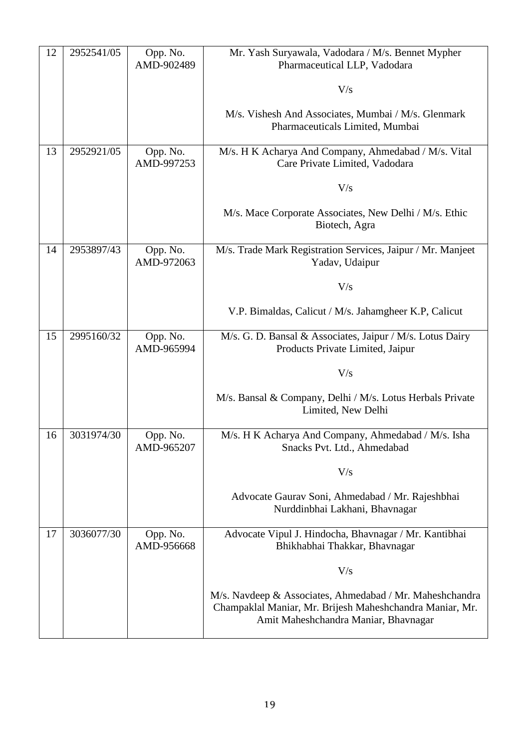| 12 | 2952541/05 | Opp. No. AMD-902489 | Mr. Yash Suryawala, Vadodara / M/s. Bennet Mypher Pharmaceutical LLP, Vadodara<br><br>V/s<br><br>M/s. Vishesh And Associates, Mumbai / M/s. Glenmark Pharmaceuticals Limited, Mumbai |
|---|---|---|---|
| 13 | 2952921/05 | Opp. No. AMD-997253 | M/s. H K Acharya And Company, Ahmedabad / M/s. Vital Care Private Limited, Vadodara<br><br>V/s<br><br>M/s. Mace Corporate Associates, New Delhi / M/s. Ethic Biotech, Agra |
| 14 | 2953897/43 | Opp. No. AMD-972063 | M/s. Trade Mark Registration Services, Jaipur / Mr. Manjeet Yadav, Udaipur<br><br>V/s<br><br>V.P. Bimaldas, Calicut / M/s. Jahamgheer K.P, Calicut |
| 15 | 2995160/32 | Opp. No. AMD-965994 | M/s. G. D. Bansal & Associates, Jaipur / M/s. Lotus Dairy Products Private Limited, Jaipur<br><br>V/s<br><br>M/s. Bansal & Company, Delhi / M/s. Lotus Herbals Private Limited, New Delhi |
| 16 | 3031974/30 | Opp. No. AMD-965207 | M/s. H K Acharya And Company, Ahmedabad / M/s. Isha Snacks Pvt. Ltd., Ahmedabad<br><br>V/s<br><br>Advocate Gaurav Soni, Ahmedabad / Mr. Rajeshbhai Nurddinbhai Lakhani, Bhavnagar |
| 17 | 3036077/30 | Opp. No. AMD-956668 | Advocate Vipul J. Hindocha, Bhavnagar / Mr. Kantibhai Bhikhabhai Thakkar, Bhavnagar<br><br>V/s<br><br>M/s. Navdeep & Associates, Ahmedabad / Mr. Maheshchandra Champaklal Maniar, Mr. Brijesh Maheshchandra Maniar, Mr. Amit Maheshchandra Maniar, Bhavnagar |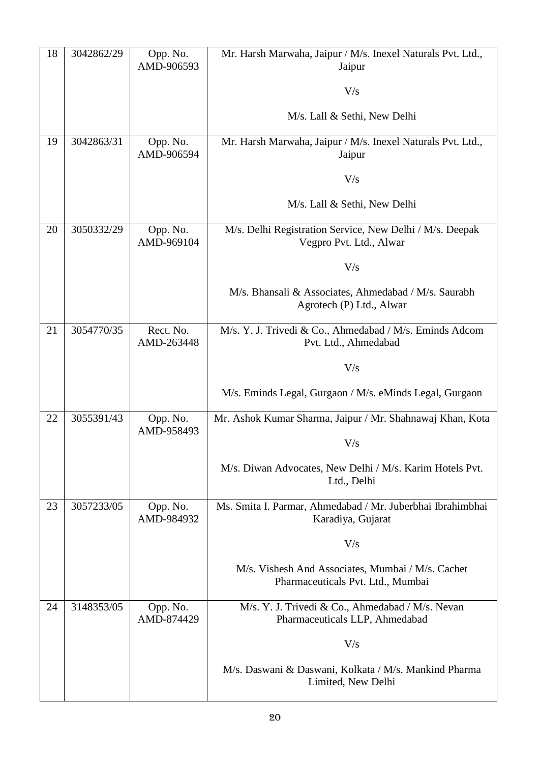| 18 | 3042862/29 | Opp. No. AMD-906593 | Mr. Harsh Marwaha, Jaipur / M/s. Inexel Naturals Pvt. Ltd., Jaipur<br><br>V/s<br><br>M/s. Lall & Sethi, New Delhi |
|---|---|---|---|
| 19 | 3042863/31 | Opp. No. AMD-906594 | Mr. Harsh Marwaha, Jaipur / M/s. Inexel Naturals Pvt. Ltd., Jaipur<br><br>V/s<br><br>M/s. Lall & Sethi, New Delhi |
| 20 | 3050332/29 | Opp. No. AMD-969104 | M/s. Delhi Registration Service, New Delhi / M/s. Deepak Vegpro Pvt. Ltd., Alwar<br><br>V/s<br><br>M/s. Bhansali & Associates, Ahmedabad / M/s. Saurabh Agrotech (P) Ltd., Alwar |
| 21 | 3054770/35 | Rect. No. AMD-263448 | M/s. Y. J. Trivedi & Co., Ahmedabad / M/s. Eminds Adcom Pvt. Ltd., Ahmedabad<br><br>V/s<br><br>M/s. Eminds Legal, Gurgaon / M/s. eMinds Legal, Gurgaon |
| 22 | 3055391/43 | Opp. No. AMD-958493 | Mr. Ashok Kumar Sharma, Jaipur / Mr. Shahnawaj Khan, Kota<br><br>V/s<br><br>M/s. Diwan Advocates, New Delhi / M/s. Karim Hotels Pvt. Ltd., Delhi |
| 23 | 3057233/05 | Opp. No. AMD-984932 | Ms. Smita I. Parmar, Ahmedabad / Mr. Juberbhai Ibrahimbhai Karadiya, Gujarat<br><br>V/s<br><br>M/s. Vishesh And Associates, Mumbai / M/s. Cachet Pharmaceuticals Pvt. Ltd., Mumbai |
| 24 | 3148353/05 | Opp. No. AMD-874429 | M/s. Y. J. Trivedi & Co., Ahmedabad / M/s. Nevan Pharmaceuticals LLP, Ahmedabad<br><br>V/s<br><br>M/s. Daswani & Daswani, Kolkata / M/s. Mankind Pharma Limited, New Delhi |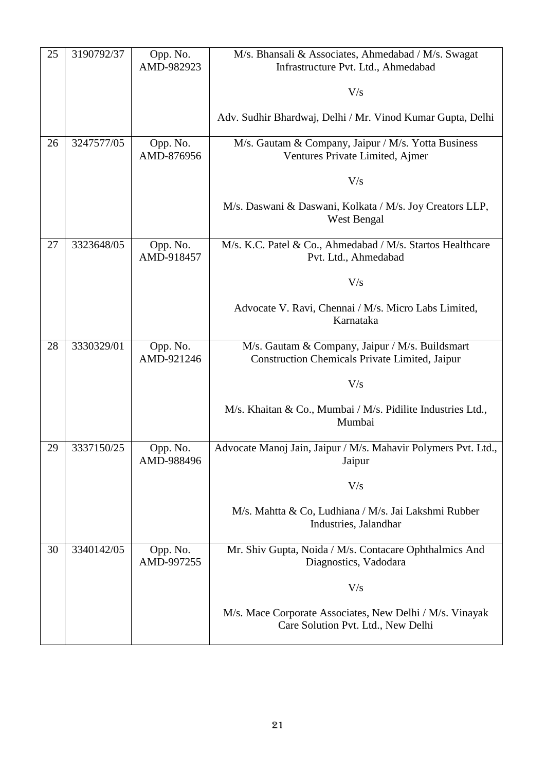| 25 | 3190792/37 | Opp. No. AMD-982923 | M/s. Bhansali & Associates, Ahmedabad / M/s. Swagat Infrastructure Pvt. Ltd., Ahmedabad<br><br>V/s<br><br>Adv. Sudhir Bhardwaj, Delhi / Mr. Vinod Kumar Gupta, Delhi |
|---|---|---|---|
| 26 | 3247577/05 | Opp. No. AMD-876956 | M/s. Gautam & Company, Jaipur / M/s. Yotta Business Ventures Private Limited, Ajmer<br><br>V/s<br><br>M/s. Daswani & Daswani, Kolkata / M/s. Joy Creators LLP, West Bengal |
| 27 | 3323648/05 | Opp. No. AMD-918457 | M/s. K.C. Patel & Co., Ahmedabad / M/s. Startos Healthcare Pvt. Ltd., Ahmedabad<br><br>V/s<br><br>Advocate V. Ravi, Chennai / M/s. Micro Labs Limited, Karnataka |
| 28 | 3330329/01 | Opp. No. AMD-921246 | M/s. Gautam & Company, Jaipur / M/s. Buildsmart Construction Chemicals Private Limited, Jaipur<br><br>V/s<br><br>M/s. Khaitan & Co., Mumbai / M/s. Pidilite Industries Ltd., Mumbai |
| 29 | 3337150/25 | Opp. No. AMD-988496 | Advocate Manoj Jain, Jaipur / M/s. Mahavir Polymers Pvt. Ltd., Jaipur<br><br>V/s<br><br>M/s. Mahtta & Co, Ludhiana / M/s. Jai Lakshmi Rubber Industries, Jalandhar |
| 30 | 3340142/05 | Opp. No. AMD-997255 | Mr. Shiv Gupta, Noida / M/s. Contacare Ophthalmics And Diagnostics, Vadodara<br><br>V/s<br><br>M/s. Mace Corporate Associates, New Delhi / M/s. Vinayak Care Solution Pvt. Ltd., New Delhi |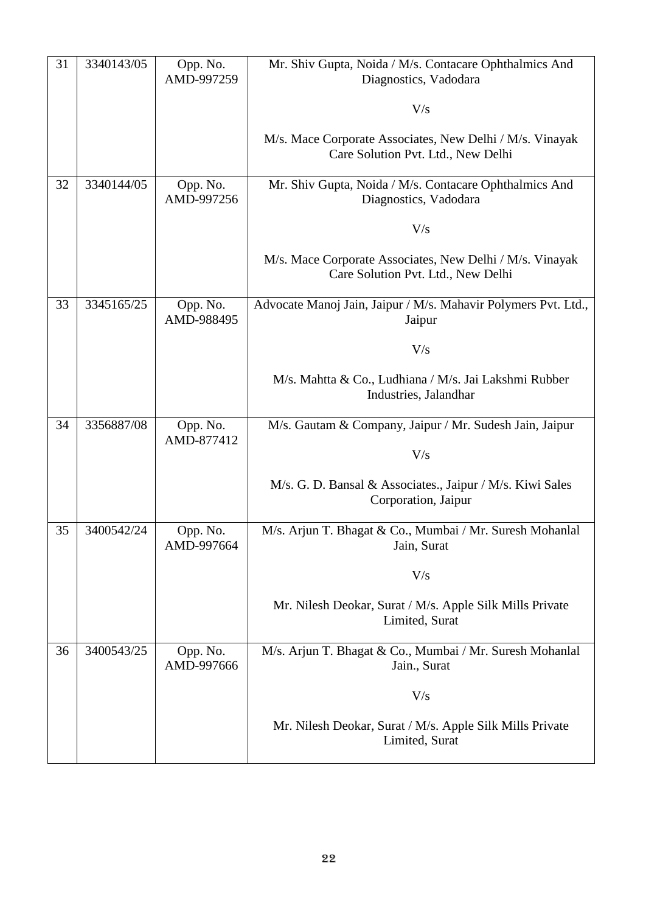| | | | |
|---|---|---|---|
| 31 | 3340143/05 | Opp. No. AMD-997259 | Mr. Shiv Gupta, Noida / M/s. Contacare Ophthalmics And Diagnostics, Vadodara<br><br>V/s<br><br>M/s. Mace Corporate Associates, New Delhi / M/s. Vinayak Care Solution Pvt. Ltd., New Delhi |
| 32 | 3340144/05 | Opp. No. AMD-997256 | Mr. Shiv Gupta, Noida / M/s. Contacare Ophthalmics And Diagnostics, Vadodara<br><br>V/s<br><br>M/s. Mace Corporate Associates, New Delhi / M/s. Vinayak Care Solution Pvt. Ltd., New Delhi |
| 33 | 3345165/25 | Opp. No. AMD-988495 | Advocate Manoj Jain, Jaipur / M/s. Mahavir Polymers Pvt. Ltd., Jaipur<br><br>V/s<br><br>M/s. Mahtta & Co., Ludhiana / M/s. Jai Lakshmi Rubber Industries, Jalandhar |
| 34 | 3356887/08 | Opp. No. AMD-877412 | M/s. Gautam & Company, Jaipur / Mr. Sudesh Jain, Jaipur<br><br>V/s<br><br>M/s. G. D. Bansal & Associates., Jaipur / M/s. Kiwi Sales Corporation, Jaipur |
| 35 | 3400542/24 | Opp. No. AMD-997664 | M/s. Arjun T. Bhagat & Co., Mumbai / Mr. Suresh Mohanlal Jain, Surat<br><br>V/s<br><br>Mr. Nilesh Deokar, Surat / M/s. Apple Silk Mills Private Limited, Surat |
| 36 | 3400543/25 | Opp. No. AMD-997666 | M/s. Arjun T. Bhagat & Co., Mumbai / Mr. Suresh Mohanlal Jain., Surat<br><br>V/s<br><br>Mr. Nilesh Deokar, Surat / M/s. Apple Silk Mills Private Limited, Surat |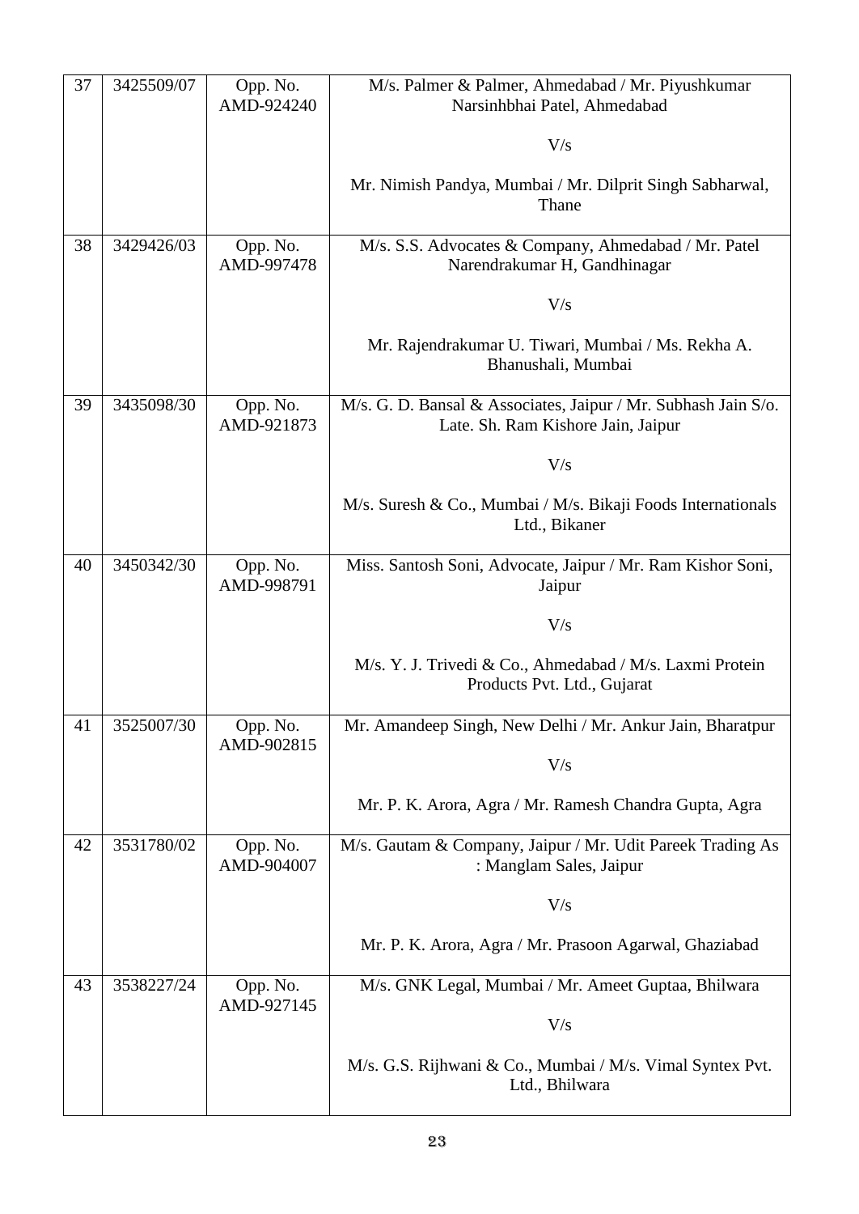| 37 | 3425509/07 | Opp. No. AMD-924240 | M/s. Palmer & Palmer, Ahmedabad / Mr. Piyushkumar Narsinhbhai Patel, Ahmedabad<br><br>V/s<br><br>Mr. Nimish Pandya, Mumbai / Mr. Dilprit Singh Sabharwal, Thane |
|---|---|---|---|
| 38 | 3429426/03 | Opp. No. AMD-997478 | M/s. S.S. Advocates & Company, Ahmedabad / Mr. Patel Narendrakumar H, Gandhinagar<br><br>V/s<br><br>Mr. Rajendrakumar U. Tiwari, Mumbai / Ms. Rekha A. Bhanushali, Mumbai |
| 39 | 3435098/30 | Opp. No. AMD-921873 | M/s. G. D. Bansal & Associates, Jaipur / Mr. Subhash Jain S/o. Late. Sh. Ram Kishore Jain, Jaipur<br><br>V/s<br><br>M/s. Suresh & Co., Mumbai / M/s. Bikaji Foods Internationals Ltd., Bikaner |
| 40 | 3450342/30 | Opp. No. AMD-998791 | Miss. Santosh Soni, Advocate, Jaipur / Mr. Ram Kishor Soni, Jaipur<br><br>V/s<br><br>M/s. Y. J. Trivedi & Co., Ahmedabad / M/s. Laxmi Protein Products Pvt. Ltd., Gujarat |
| 41 | 3525007/30 | Opp. No. AMD-902815 | Mr. Amandeep Singh, New Delhi / Mr. Ankur Jain, Bharatpur<br><br>V/s<br><br>Mr. P. K. Arora, Agra / Mr. Ramesh Chandra Gupta, Agra |
| 42 | 3531780/02 | Opp. No. AMD-904007 | M/s. Gautam & Company, Jaipur / Mr. Udit Pareek Trading As : Manglam Sales, Jaipur<br><br>V/s<br><br>Mr. P. K. Arora, Agra / Mr. Prasoon Agarwal, Ghaziabad |
| 43 | 3538227/24 | Opp. No. AMD-927145 | M/s. GNK Legal, Mumbai / Mr. Ameet Guptaa, Bhilwara<br><br>V/s<br><br>M/s. G.S. Rijhwani & Co., Mumbai / M/s. Vimal Syntex Pvt. Ltd., Bhilwara |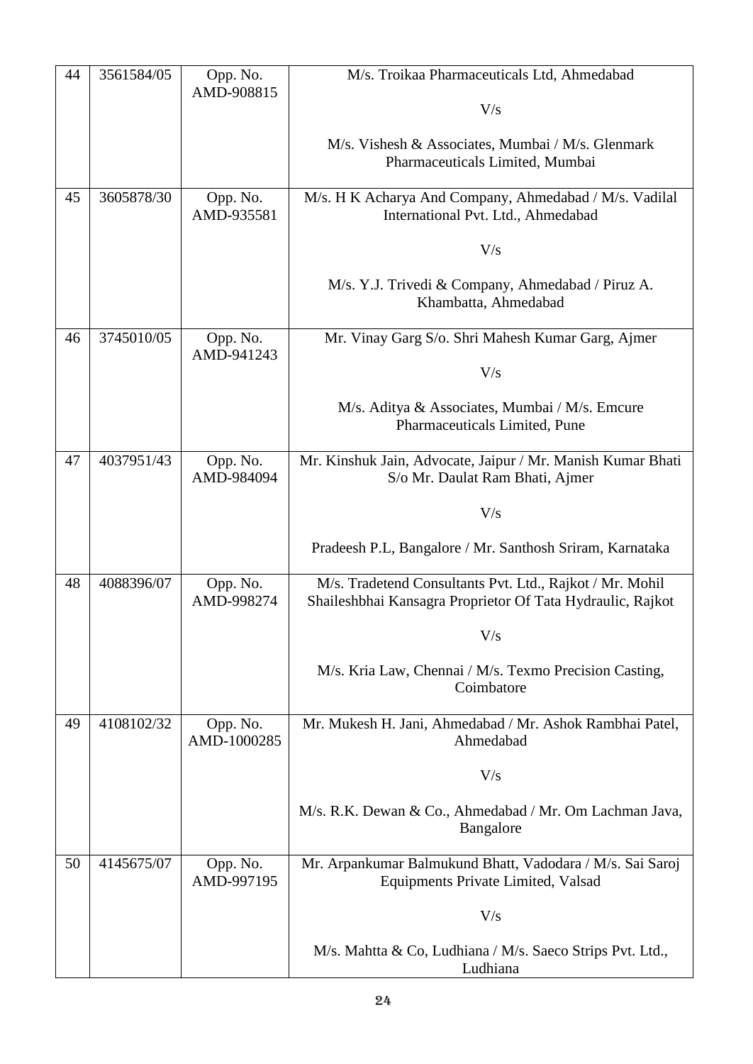| | | | |
|---|---|---|---|
| 44 | 3561584/05 | Opp. No. AMD-908815 | M/s. Troikaa Pharmaceuticals Ltd, Ahmedabad<br><br>V/s<br><br>M/s. Vishesh & Associates, Mumbai / M/s. Glenmark Pharmaceuticals Limited, Mumbai |
| 45 | 3605878/30 | Opp. No. AMD-935581 | M/s. H K Acharya And Company, Ahmedabad / M/s. Vadilal International Pvt. Ltd., Ahmedabad<br><br>V/s<br><br>M/s. Y.J. Trivedi & Company, Ahmedabad / Piruz A. Khambatta, Ahmedabad |
| 46 | 3745010/05 | Opp. No. AMD-941243 | Mr. Vinay Garg S/o. Shri Mahesh Kumar Garg, Ajmer<br><br>V/s<br><br>M/s. Aditya & Associates, Mumbai / M/s. Emcure Pharmaceuticals Limited, Pune |
| 47 | 4037951/43 | Opp. No. AMD-984094 | Mr. Kinshuk Jain, Advocate, Jaipur / Mr. Manish Kumar Bhati S/o Mr. Daulat Ram Bhati, Ajmer<br><br>V/s<br><br>Pradeesh P.L, Bangalore / Mr. Santhosh Sriram, Karnataka |
| 48 | 4088396/07 | Opp. No. AMD-998274 | M/s. Tradetend Consultants Pvt. Ltd., Rajkot / Mr. Mohil Shaileshbhai Kansagra Proprietor Of Tata Hydraulic, Rajkot<br><br>V/s<br><br>M/s. Kria Law, Chennai / M/s. Texmo Precision Casting, Coimbatore |
| 49 | 4108102/32 | Opp. No. AMD-1000285 | Mr. Mukesh H. Jani, Ahmedabad / Mr. Ashok Rambhai Patel, Ahmedabad<br><br>V/s<br><br>M/s. R.K. Dewan & Co., Ahmedabad / Mr. Om Lachman Java, Bangalore |
| 50 | 4145675/07 | Opp. No. AMD-997195 | Mr. Arpankumar Balmukund Bhatt, Vadodara / M/s. Sai Saroj Equipments Private Limited, Valsad<br><br>V/s<br><br>M/s. Mahtta & Co, Ludhiana / M/s. Saeco Strips Pvt. Ltd., Ludhiana |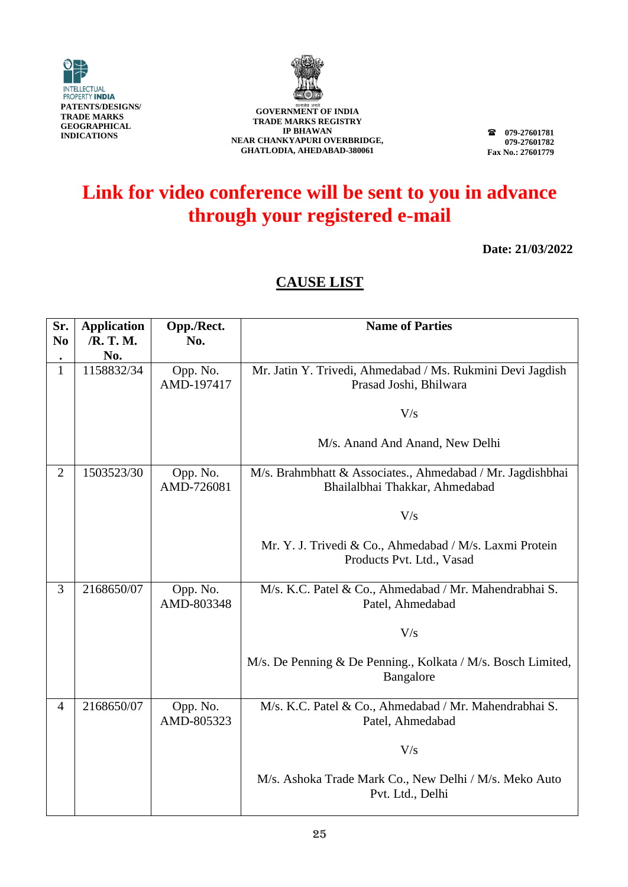INTELLECTUAL PROPERTY INDIA
PATENTS/DESIGNS/ TRADE MARKS GEOGRAPHICAL INDICATIONS

**GOVERNMENT OF INDIA**
**TRADE MARKS REGISTRY**
**IP BHAWAN**
**NEAR CHANKYAPURI OVERBRIDGE,**
**GHATLODIA, AHEDABAD-380061**

☎ 079-27601781
079-27601782
Fax No.: 27601779

# Link for video conference will be sent to you in advance through your registered e-mail

**Date: 21/03/2022**

## CAUSE LIST

| Sr. No. | Application /R. T. M. No. | Opp./Rect. No. | Name of Parties |
|---|---|---|---|
| 1 | 1158832/34 | Opp. No. AMD-197417 | Mr. Jatin Y. Trivedi, Ahmedabad / Ms. Rukmini Devi Jagdish Prasad Joshi, Bhilwara<br><br>V/s<br><br>M/s. Anand And Anand, New Delhi |
| 2 | 1503523/30 | Opp. No. AMD-726081 | M/s. Brahmbhatt & Associates., Ahmedabad / Mr. Jagdishbhai Bhailalbhai Thakkar, Ahmedabad<br><br>V/s<br><br>Mr. Y. J. Trivedi & Co., Ahmedabad / M/s. Laxmi Protein Products Pvt. Ltd., Vasad |
| 3 | 2168650/07 | Opp. No. AMD-803348 | M/s. K.C. Patel & Co., Ahmedabad / Mr. Mahendrabhai S. Patel, Ahmedabad<br><br>V/s<br><br>M/s. De Penning & De Penning., Kolkata / M/s. Bosch Limited, Bangalore |
| 4 | 2168650/07 | Opp. No. AMD-805323 | M/s. K.C. Patel & Co., Ahmedabad / Mr. Mahendrabhai S. Patel, Ahmedabad<br><br>V/s<br><br>M/s. Ashoka Trade Mark Co., New Delhi / M/s. Meko Auto Pvt. Ltd., Delhi |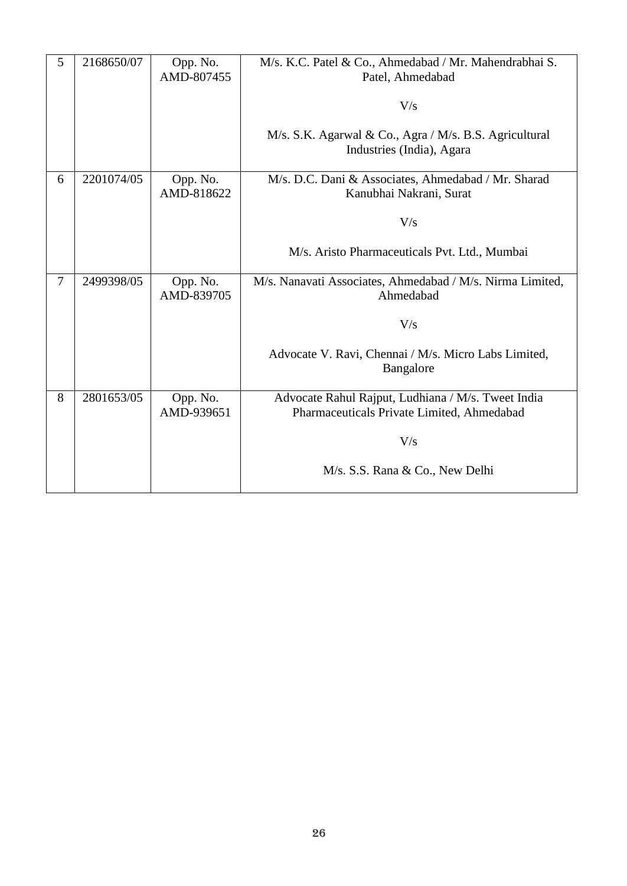| 5 | 2168650/07 | Opp. No. AMD-807455 | M/s. K.C. Patel & Co., Ahmedabad / Mr. Mahendrabhai S. Patel, Ahmedabad<br><br>V/s<br><br>M/s. S.K. Agarwal & Co., Agra / M/s. B.S. Agricultural Industries (India), Agara |
|---|---|---|---|
| 6 | 2201074/05 | Opp. No. AMD-818622 | M/s. D.C. Dani & Associates, Ahmedabad / Mr. Sharad Kanubhai Nakrani, Surat<br><br>V/s<br><br>M/s. Aristo Pharmaceuticals Pvt. Ltd., Mumbai |
| 7 | 2499398/05 | Opp. No. AMD-839705 | M/s. Nanavati Associates, Ahmedabad / M/s. Nirma Limited, Ahmedabad<br><br>V/s<br><br>Advocate V. Ravi, Chennai / M/s. Micro Labs Limited, Bangalore |
| 8 | 2801653/05 | Opp. No. AMD-939651 | Advocate Rahul Rajput, Ludhiana / M/s. Tweet India Pharmaceuticals Private Limited, Ahmedabad<br><br>V/s<br><br>M/s. S.S. Rana & Co., New Delhi |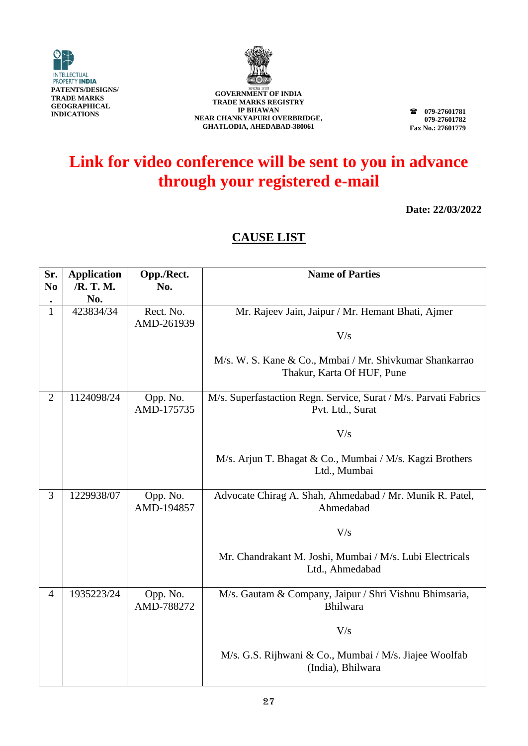INTELLECTUAL PROPERTY INDIA
PATENTS/DESIGNS/ TRADE MARKS GEOGRAPHICAL INDICATIONS

GOVERNMENT OF INDIA
TRADE MARKS REGISTRY
IP BHAWAN
NEAR CHANKYAPURI OVERBRIDGE,
GHATLODIA, AHEDABAD-380061

☎ 079-27601781
079-27601782
Fax No.: 27601779

# Link for video conference will be sent to you in advance through your registered e-mail

**Date: 22/03/2022**

## CAUSE LIST

| Sr. No. | Application /R. T. M. No. | Opp./Rect. No. | Name of Parties |
|---|---|---|---|
| 1 | 423834/34 | Rect. No. AMD-261939 | Mr. Rajeev Jain, Jaipur / Mr. Hemant Bhati, Ajmer<br><br>V/s<br><br>M/s. W. S. Kane & Co., Mmbai / Mr. Shivkumar Shankarrao Thakur, Karta Of HUF, Pune |
| 2 | 1124098/24 | Opp. No. AMD-175735 | M/s. Superfastaction Regn. Service, Surat / M/s. Parvati Fabrics Pvt. Ltd., Surat<br><br>V/s<br><br>M/s. Arjun T. Bhagat & Co., Mumbai / M/s. Kagzi Brothers Ltd., Mumbai |
| 3 | 1229938/07 | Opp. No. AMD-194857 | Advocate Chirag A. Shah, Ahmedabad / Mr. Munik R. Patel, Ahmedabad<br><br>V/s<br><br>Mr. Chandrakant M. Joshi, Mumbai / M/s. Lubi Electricals Ltd., Ahmedabad |
| 4 | 1935223/24 | Opp. No. AMD-788272 | M/s. Gautam & Company, Jaipur / Shri Vishnu Bhimsaria, Bhilwara<br><br>V/s<br><br>M/s. G.S. Rijhwani & Co., Mumbai / M/s. Jiajee Woolfab (India), Bhilwara |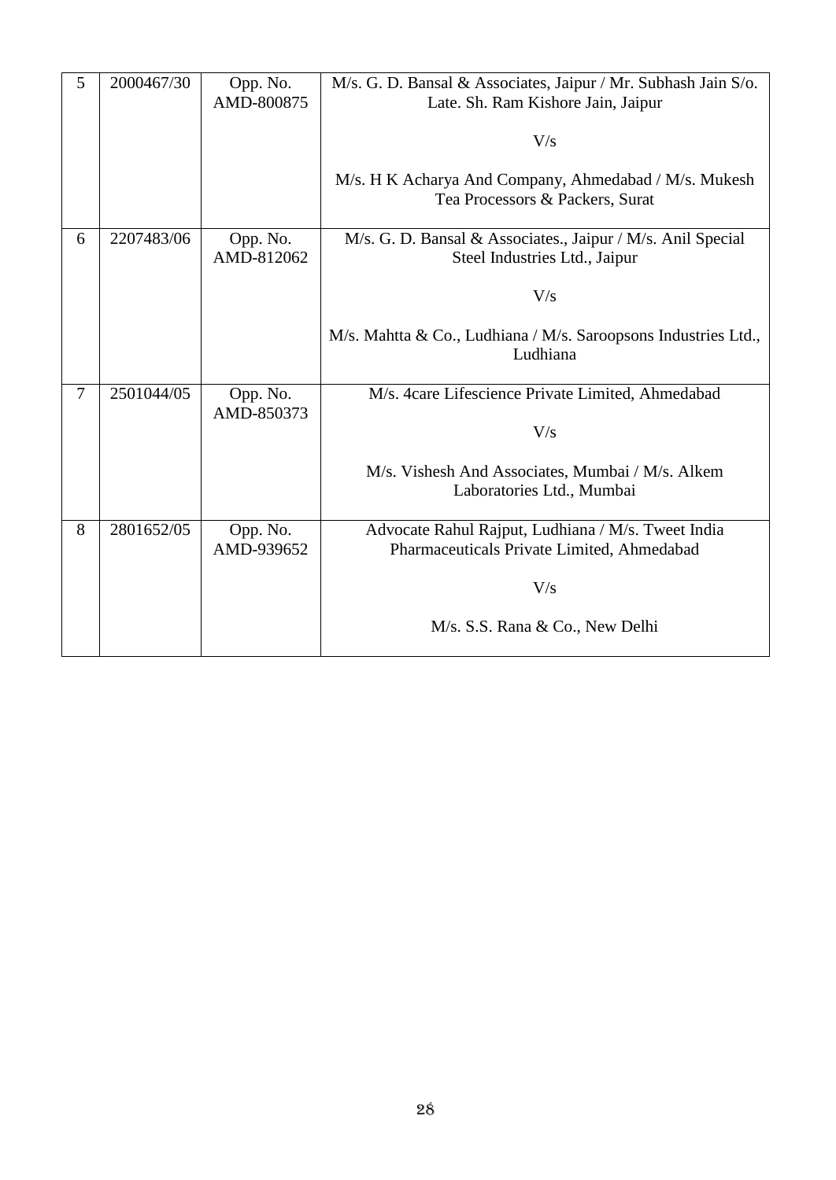| 5 | 2000467/30 | Opp. No. AMD-800875 | M/s. G. D. Bansal & Associates, Jaipur / Mr. Subhash Jain S/o. Late. Sh. Ram Kishore Jain, Jaipur<br><br>V/s<br><br>M/s. H K Acharya And Company, Ahmedabad / M/s. Mukesh Tea Processors & Packers, Surat |
|---|---|---|---|
| 6 | 2207483/06 | Opp. No. AMD-812062 | M/s. G. D. Bansal & Associates., Jaipur / M/s. Anil Special Steel Industries Ltd., Jaipur<br><br>V/s<br><br>M/s. Mahtta & Co., Ludhiana / M/s. Saroopsons Industries Ltd., Ludhiana |
| 7 | 2501044/05 | Opp. No. AMD-850373 | M/s. 4care Lifescience Private Limited, Ahmedabad<br><br>V/s<br><br>M/s. Vishesh And Associates, Mumbai / M/s. Alkem Laboratories Ltd., Mumbai |
| 8 | 2801652/05 | Opp. No. AMD-939652 | Advocate Rahul Rajput, Ludhiana / M/s. Tweet India Pharmaceuticals Private Limited, Ahmedabad<br><br>V/s<br><br>M/s. S.S. Rana & Co., New Delhi |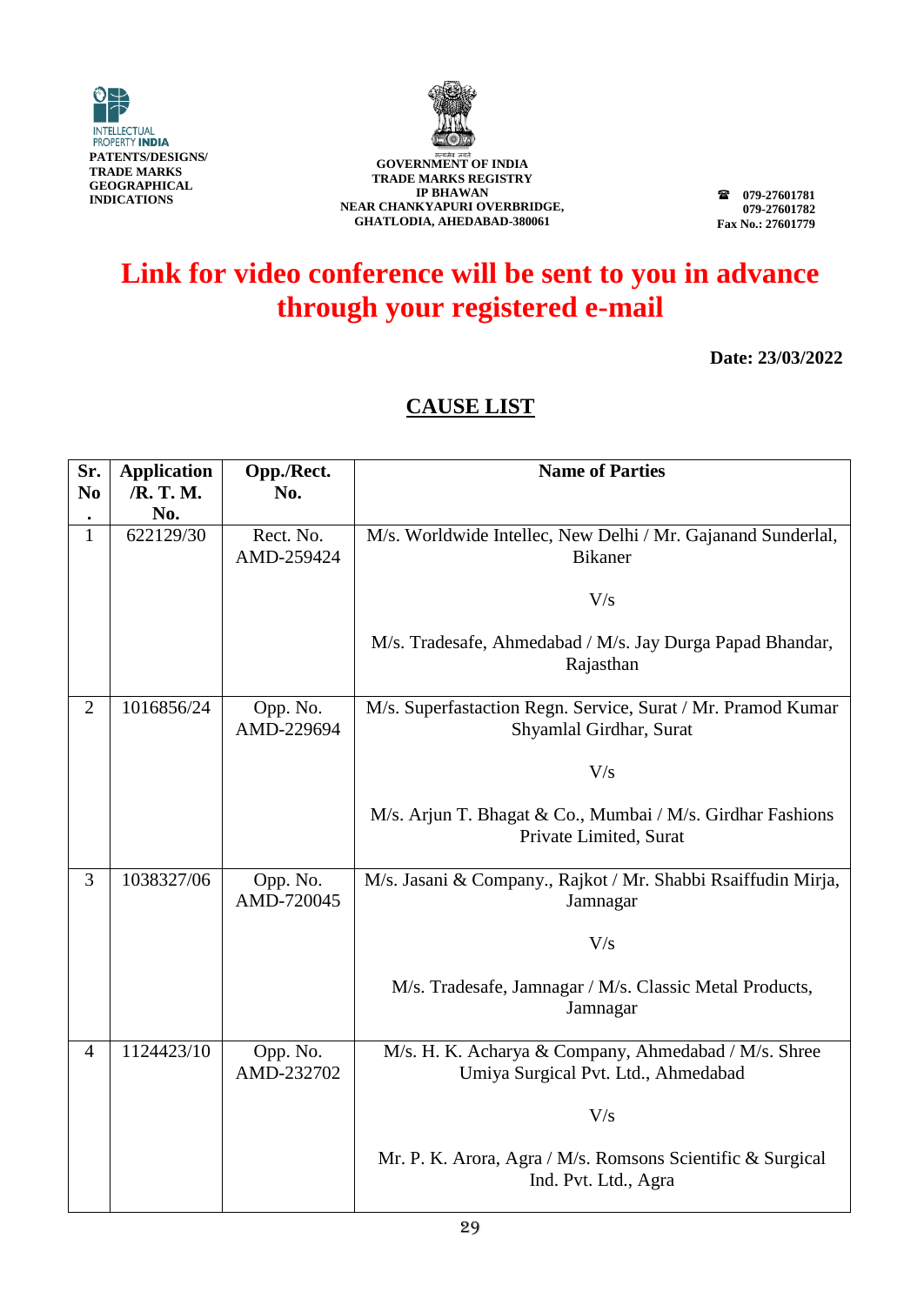INTELLECTUAL PROPERTY INDIA
**PATENTS/DESIGNS/ TRADE MARKS GEOGRAPHICAL INDICATIONS**

**GOVERNMENT OF INDIA**
**TRADE MARKS REGISTRY**
**IP BHAWAN**
**NEAR CHANKYAPURI OVERBRIDGE,**
**GHATLODIA, AHEDABAD-380061**

**☎ 079-27601781**
**079-27601782**
**Fax No.: 27601779**

# Link for video conference will be sent to you in advance through your registered e-mail

**Date: 23/03/2022**

## CAUSE LIST

| Sr. No. | Application /R. T. M. No. | Opp./Rect. No. | Name of Parties |
|---|---|---|---|
| 1 | 622129/30 | Rect. No. AMD-259424 | M/s. Worldwide Intellec, New Delhi / Mr. Gajanand Sunderlal, Bikaner<br><br>V/s<br><br>M/s. Tradesafe, Ahmedabad / M/s. Jay Durga Papad Bhandar, Rajasthan |
| 2 | 1016856/24 | Opp. No. AMD-229694 | M/s. Superfastaction Regn. Service, Surat / Mr. Pramod Kumar Shyamlal Girdhar, Surat<br><br>V/s<br><br>M/s. Arjun T. Bhagat & Co., Mumbai / M/s. Girdhar Fashions Private Limited, Surat |
| 3 | 1038327/06 | Opp. No. AMD-720045 | M/s. Jasani & Company., Rajkot / Mr. Shabbi Rsaiffudin Mirja, Jamnagar<br><br>V/s<br><br>M/s. Tradesafe, Jamnagar / M/s. Classic Metal Products, Jamnagar |
| 4 | 1124423/10 | Opp. No. AMD-232702 | M/s. H. K. Acharya & Company, Ahmedabad / M/s. Shree Umiya Surgical Pvt. Ltd., Ahmedabad<br><br>V/s<br><br>Mr. P. K. Arora, Agra / M/s. Romsons Scientific & Surgical Ind. Pvt. Ltd., Agra |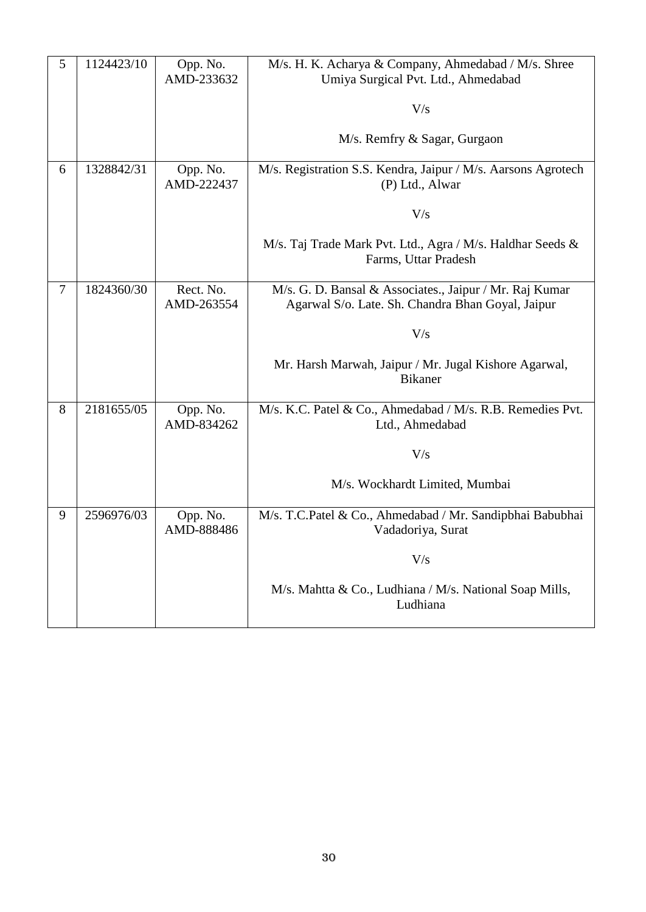| 5 | 1124423/10 | Opp. No. AMD-233632 | M/s. H. K. Acharya & Company, Ahmedabad / M/s. Shree Umiya Surgical Pvt. Ltd., Ahmedabad<br><br>V/s<br><br>M/s. Remfry & Sagar, Gurgaon |
|---|---|---|---|
| 6 | 1328842/31 | Opp. No. AMD-222437 | M/s. Registration S.S. Kendra, Jaipur / M/s. Aarsons Agrotech (P) Ltd., Alwar<br><br>V/s<br><br>M/s. Taj Trade Mark Pvt. Ltd., Agra / M/s. Haldhar Seeds & Farms, Uttar Pradesh |
| 7 | 1824360/30 | Rect. No. AMD-263554 | M/s. G. D. Bansal & Associates., Jaipur / Mr. Raj Kumar Agarwal S/o. Late. Sh. Chandra Bhan Goyal, Jaipur<br><br>V/s<br><br>Mr. Harsh Marwah, Jaipur / Mr. Jugal Kishore Agarwal, Bikaner |
| 8 | 2181655/05 | Opp. No. AMD-834262 | M/s. K.C. Patel & Co., Ahmedabad / M/s. R.B. Remedies Pvt. Ltd., Ahmedabad<br><br>V/s<br><br>M/s. Wockhardt Limited, Mumbai |
| 9 | 2596976/03 | Opp. No. AMD-888486 | M/s. T.C.Patel & Co., Ahmedabad / Mr. Sandipbhai Babubhai Vadadoriya, Surat<br><br>V/s<br><br>M/s. Mahtta & Co., Ludhiana / M/s. National Soap Mills, Ludhiana |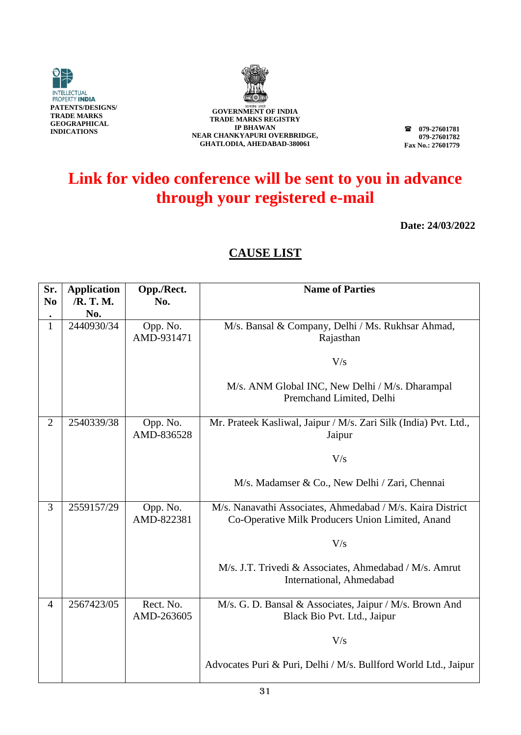INTELLECTUAL PROPERTY INDIA
PATENTS/DESIGNS/
TRADE MARKS
GEOGRAPHICAL
INDICATIONS

सत्यमेव जयते
GOVERNMENT OF INDIA
TRADE MARKS REGISTRY
IP BHAWAN
NEAR CHANKYAPURI OVERBRIDGE,
GHATLODIA, AHEDABAD-380061

☎ 079-27601781
079-27601782
Fax No.: 27601779

# Link for video conference will be sent to you in advance through your registered e-mail

**Date: 24/03/2022**

## CAUSE LIST

| Sr. No. | Application /R. T. M. No. | Opp./Rect. No. | Name of Parties |
|---|---|---|---|
| 1 | 2440930/34 | Opp. No. AMD-931471 | M/s. Bansal & Company, Delhi / Ms. Rukhsar Ahmad, Rajasthan<br><br>V/s<br><br>M/s. ANM Global INC, New Delhi / M/s. Dharampal Premchand Limited, Delhi |
| 2 | 2540339/38 | Opp. No. AMD-836528 | Mr. Prateek Kasliwal, Jaipur / M/s. Zari Silk (India) Pvt. Ltd., Jaipur<br><br>V/s<br><br>M/s. Madamser & Co., New Delhi / Zari, Chennai |
| 3 | 2559157/29 | Opp. No. AMD-822381 | M/s. Nanavathi Associates, Ahmedabad / M/s. Kaira District Co-Operative Milk Producers Union Limited, Anand<br><br>V/s<br><br>M/s. J.T. Trivedi & Associates, Ahmedabad / M/s. Amrut International, Ahmedabad |
| 4 | 2567423/05 | Rect. No. AMD-263605 | M/s. G. D. Bansal & Associates, Jaipur / M/s. Brown And Black Bio Pvt. Ltd., Jaipur<br><br>V/s<br><br>Advocates Puri & Puri, Delhi / M/s. Bullford World Ltd., Jaipur |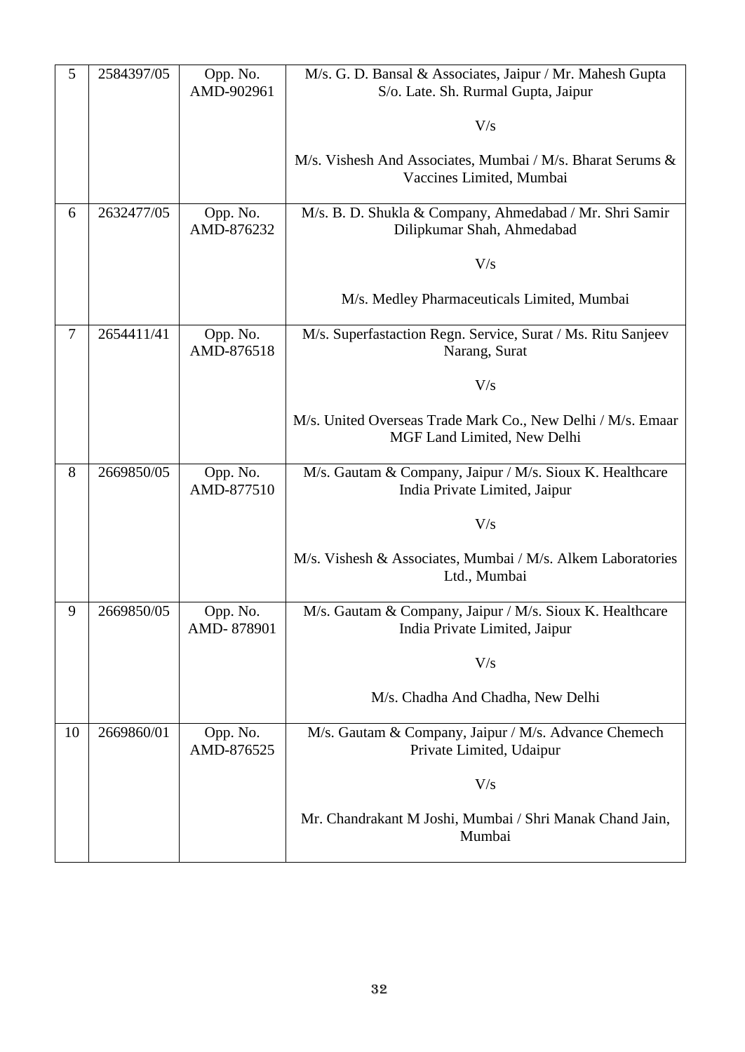| 5 | 2584397/05 | Opp. No. AMD-902961 | M/s. G. D. Bansal & Associates, Jaipur / Mr. Mahesh Gupta S/o. Late. Sh. Rurmal Gupta, Jaipur<br><br>V/s<br><br>M/s. Vishesh And Associates, Mumbai / M/s. Bharat Serums & Vaccines Limited, Mumbai |
|---|---|---|---|
| 6 | 2632477/05 | Opp. No. AMD-876232 | M/s. B. D. Shukla & Company, Ahmedabad / Mr. Shri Samir Dilipkumar Shah, Ahmedabad<br><br>V/s<br><br>M/s. Medley Pharmaceuticals Limited, Mumbai |
| 7 | 2654411/41 | Opp. No. AMD-876518 | M/s. Superfastaction Regn. Service, Surat / Ms. Ritu Sanjeev Narang, Surat<br><br>V/s<br><br>M/s. United Overseas Trade Mark Co., New Delhi / M/s. Emaar MGF Land Limited, New Delhi |
| 8 | 2669850/05 | Opp. No. AMD-877510 | M/s. Gautam & Company, Jaipur / M/s. Sioux K. Healthcare India Private Limited, Jaipur<br><br>V/s<br><br>M/s. Vishesh & Associates, Mumbai / M/s. Alkem Laboratories Ltd., Mumbai |
| 9 | 2669850/05 | Opp. No. AMD- 878901 | M/s. Gautam & Company, Jaipur / M/s. Sioux K. Healthcare India Private Limited, Jaipur<br><br>V/s<br><br>M/s. Chadha And Chadha, New Delhi |
| 10 | 2669860/01 | Opp. No. AMD-876525 | M/s. Gautam & Company, Jaipur / M/s. Advance Chemech Private Limited, Udaipur<br><br>V/s<br><br>Mr. Chandrakant M Joshi, Mumbai / Shri Manak Chand Jain, Mumbai |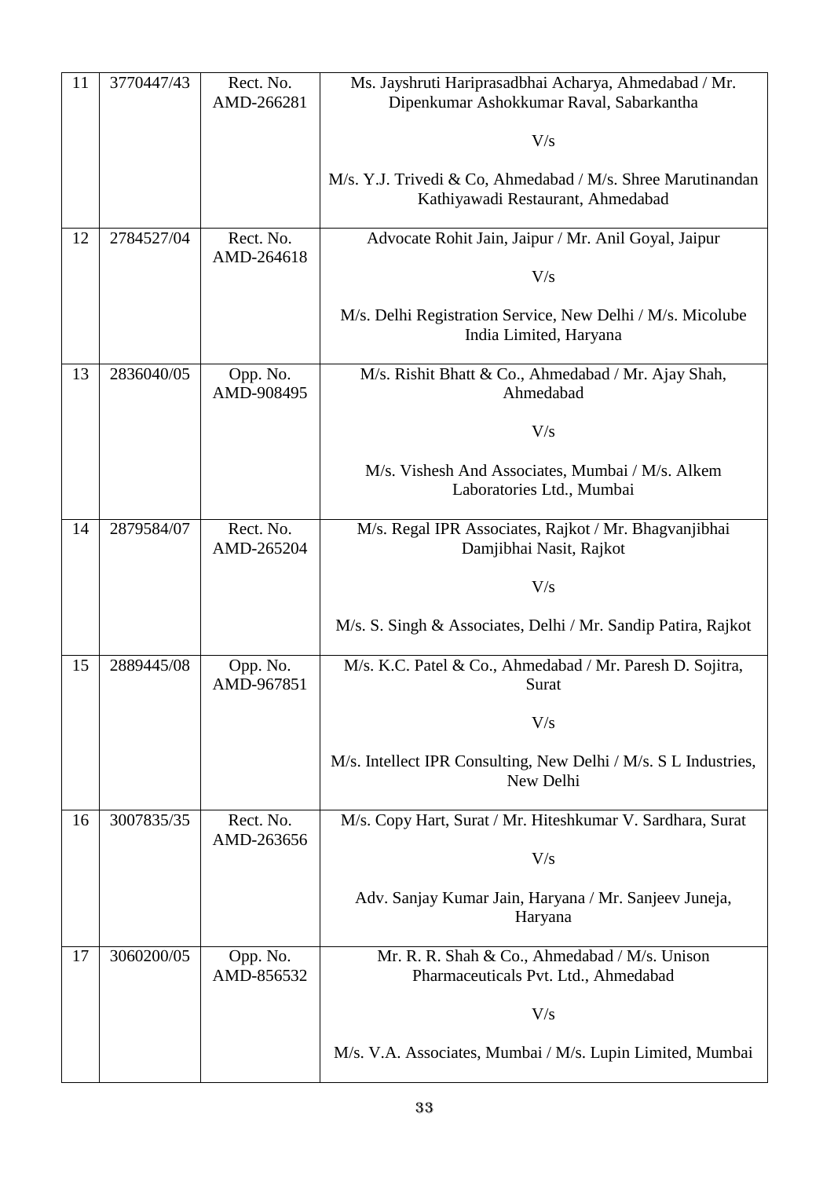| | | | |
|---|---|---|---|
| 11 | 3770447/43 | Rect. No. AMD-266281 | Ms. Jayshruti Hariprasadbhai Acharya, Ahmedabad / Mr. Dipenkumar Ashokkumar Raval, Sabarkantha<br><br>V/s<br><br>M/s. Y.J. Trivedi & Co, Ahmedabad / M/s. Shree Marutinandan Kathiyawadi Restaurant, Ahmedabad |
| 12 | 2784527/04 | Rect. No. AMD-264618 | Advocate Rohit Jain, Jaipur / Mr. Anil Goyal, Jaipur<br><br>V/s<br><br>M/s. Delhi Registration Service, New Delhi / M/s. Micolube India Limited, Haryana |
| 13 | 2836040/05 | Opp. No. AMD-908495 | M/s. Rishit Bhatt & Co., Ahmedabad / Mr. Ajay Shah, Ahmedabad<br><br>V/s<br><br>M/s. Vishesh And Associates, Mumbai / M/s. Alkem Laboratories Ltd., Mumbai |
| 14 | 2879584/07 | Rect. No. AMD-265204 | M/s. Regal IPR Associates, Rajkot / Mr. Bhagvanjibhai Damjibhai Nasit, Rajkot<br><br>V/s<br><br>M/s. S. Singh & Associates, Delhi / Mr. Sandip Patira, Rajkot |
| 15 | 2889445/08 | Opp. No. AMD-967851 | M/s. K.C. Patel & Co., Ahmedabad / Mr. Paresh D. Sojitra, Surat<br><br>V/s<br><br>M/s. Intellect IPR Consulting, New Delhi / M/s. S L Industries, New Delhi |
| 16 | 3007835/35 | Rect. No. AMD-263656 | M/s. Copy Hart, Surat / Mr. Hiteshkumar V. Sardhara, Surat<br><br>V/s<br><br>Adv. Sanjay Kumar Jain, Haryana / Mr. Sanjeev Juneja, Haryana |
| 17 | 3060200/05 | Opp. No. AMD-856532 | Mr. R. R. Shah & Co., Ahmedabad / M/s. Unison Pharmaceuticals Pvt. Ltd., Ahmedabad<br><br>V/s<br><br>M/s. V.A. Associates, Mumbai / M/s. Lupin Limited, Mumbai |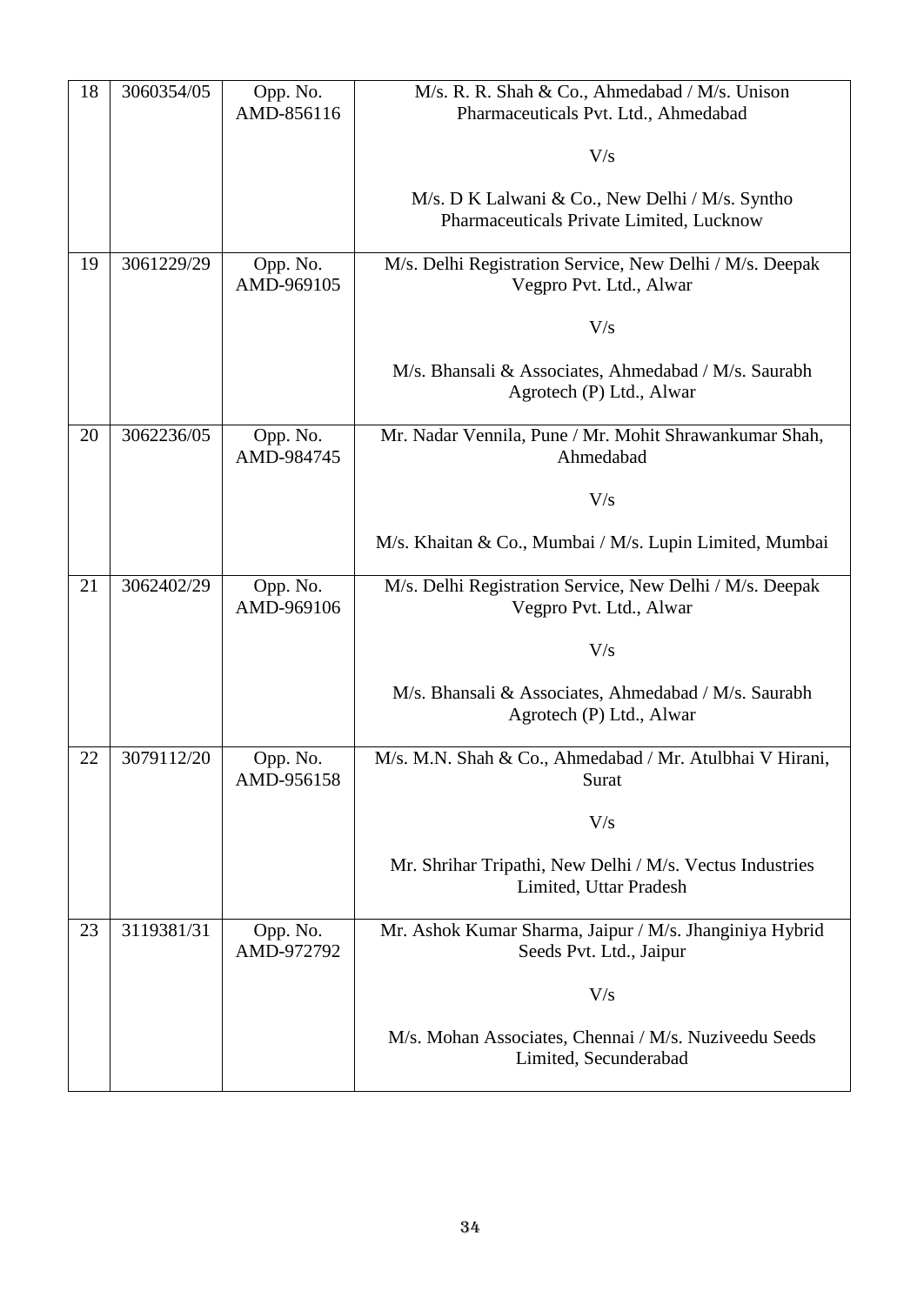| 18 | 3060354/05 | Opp. No. AMD-856116 | M/s. R. R. Shah & Co., Ahmedabad / M/s. Unison Pharmaceuticals Pvt. Ltd., Ahmedabad<br><br>V/s<br><br>M/s. D K Lalwani & Co., New Delhi / M/s. Syntho Pharmaceuticals Private Limited, Lucknow |
|---|---|---|---|
| 19 | 3061229/29 | Opp. No. AMD-969105 | M/s. Delhi Registration Service, New Delhi / M/s. Deepak Vegpro Pvt. Ltd., Alwar<br><br>V/s<br><br>M/s. Bhansali & Associates, Ahmedabad / M/s. Saurabh Agrotech (P) Ltd., Alwar |
| 20 | 3062236/05 | Opp. No. AMD-984745 | Mr. Nadar Vennila, Pune / Mr. Mohit Shrawankumar Shah, Ahmedabad<br><br>V/s<br><br>M/s. Khaitan & Co., Mumbai / M/s. Lupin Limited, Mumbai |
| 21 | 3062402/29 | Opp. No. AMD-969106 | M/s. Delhi Registration Service, New Delhi / M/s. Deepak Vegpro Pvt. Ltd., Alwar<br><br>V/s<br><br>M/s. Bhansali & Associates, Ahmedabad / M/s. Saurabh Agrotech (P) Ltd., Alwar |
| 22 | 3079112/20 | Opp. No. AMD-956158 | M/s. M.N. Shah & Co., Ahmedabad / Mr. Atulbhai V Hirani, Surat<br><br>V/s<br><br>Mr. Shrihar Tripathi, New Delhi / M/s. Vectus Industries Limited, Uttar Pradesh |
| 23 | 3119381/31 | Opp. No. AMD-972792 | Mr. Ashok Kumar Sharma, Jaipur / M/s. Jhanginiya Hybrid Seeds Pvt. Ltd., Jaipur<br><br>V/s<br><br>M/s. Mohan Associates, Chennai / M/s. Nuziveedu Seeds Limited, Secunderabad |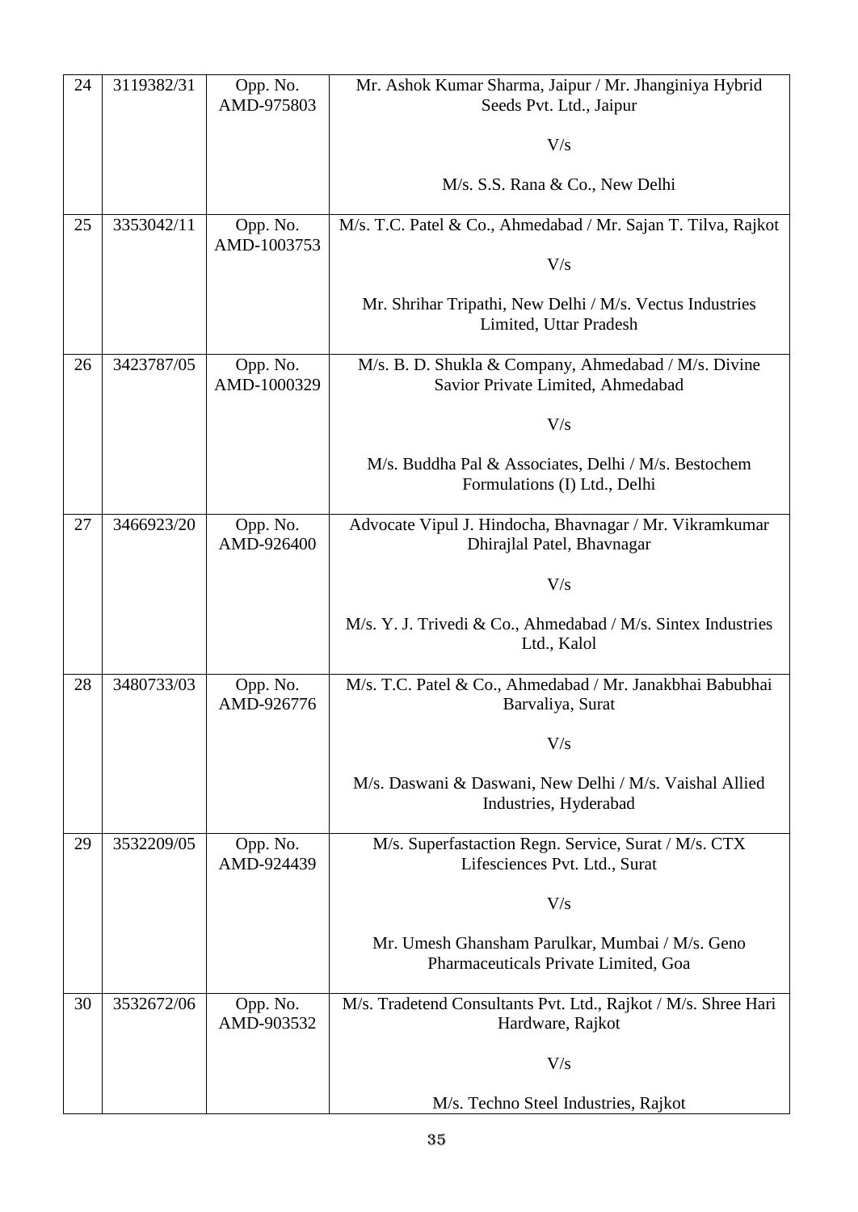| | | | |
|---|---|---|---|
| 24 | 3119382/31 | Opp. No. AMD-975803 | Mr. Ashok Kumar Sharma, Jaipur / Mr. Jhanginiya Hybrid Seeds Pvt. Ltd., Jaipur<br><br>V/s<br><br>M/s. S.S. Rana & Co., New Delhi |
| 25 | 3353042/11 | Opp. No. AMD-1003753 | M/s. T.C. Patel & Co., Ahmedabad / Mr. Sajan T. Tilva, Rajkot<br><br>V/s<br><br>Mr. Shrihar Tripathi, New Delhi / M/s. Vectus Industries Limited, Uttar Pradesh |
| 26 | 3423787/05 | Opp. No. AMD-1000329 | M/s. B. D. Shukla & Company, Ahmedabad / M/s. Divine Savior Private Limited, Ahmedabad<br><br>V/s<br><br>M/s. Buddha Pal & Associates, Delhi / M/s. Bestochem Formulations (I) Ltd., Delhi |
| 27 | 3466923/20 | Opp. No. AMD-926400 | Advocate Vipul J. Hindocha, Bhavnagar / Mr. Vikramkumar Dhirajlal Patel, Bhavnagar<br><br>V/s<br><br>M/s. Y. J. Trivedi & Co., Ahmedabad / M/s. Sintex Industries Ltd., Kalol |
| 28 | 3480733/03 | Opp. No. AMD-926776 | M/s. T.C. Patel & Co., Ahmedabad / Mr. Janakbhai Babubhai Barvaliya, Surat<br><br>V/s<br><br>M/s. Daswani & Daswani, New Delhi / M/s. Vaishal Allied Industries, Hyderabad |
| 29 | 3532209/05 | Opp. No. AMD-924439 | M/s. Superfastaction Regn. Service, Surat / M/s. CTX Lifesciences Pvt. Ltd., Surat<br><br>V/s<br><br>Mr. Umesh Ghansham Parulkar, Mumbai / M/s. Geno Pharmaceuticals Private Limited, Goa |
| 30 | 3532672/06 | Opp. No. AMD-903532 | M/s. Tradetend Consultants Pvt. Ltd., Rajkot / M/s. Shree Hari Hardware, Rajkot<br><br>V/s<br><br>M/s. Techno Steel Industries, Rajkot |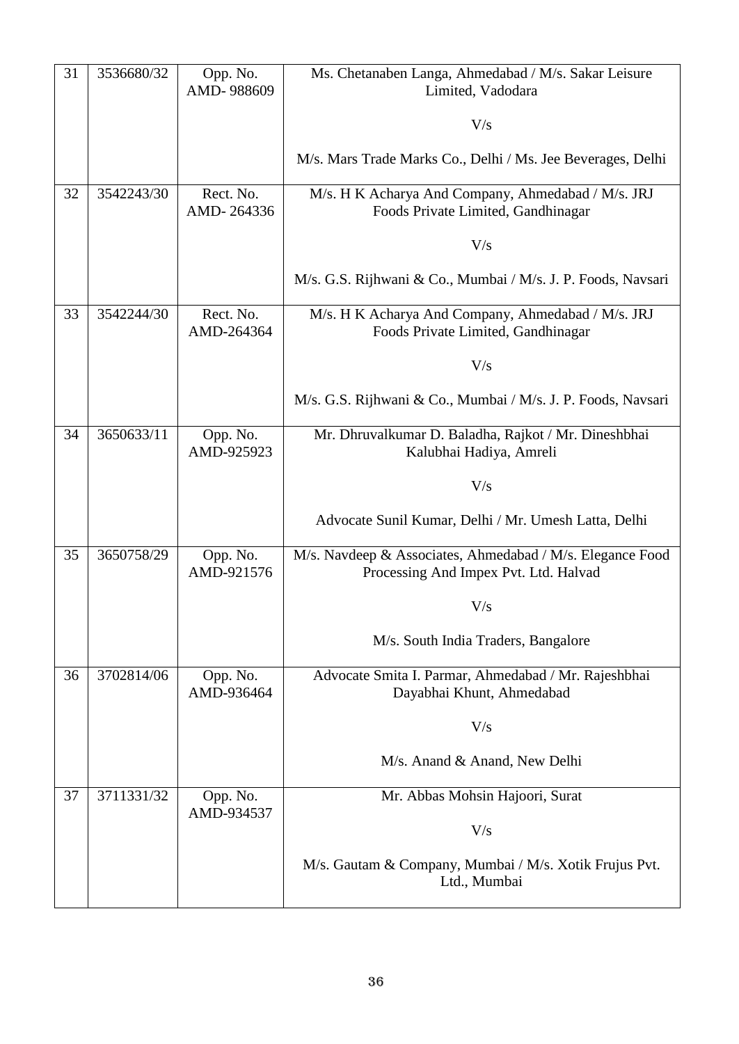| 31 | 3536680/32 | Opp. No. AMD- 988609 | Ms. Chetanaben Langa, Ahmedabad / M/s. Sakar Leisure Limited, Vadodara<br><br>V/s<br><br>M/s. Mars Trade Marks Co., Delhi / Ms. Jee Beverages, Delhi |
|---|---|---|---|
| 32 | 3542243/30 | Rect. No. AMD- 264336 | M/s. H K Acharya And Company, Ahmedabad / M/s. JRJ Foods Private Limited, Gandhinagar<br><br>V/s<br><br>M/s. G.S. Rijhwani & Co., Mumbai / M/s. J. P. Foods, Navsari |
| 33 | 3542244/30 | Rect. No. AMD-264364 | M/s. H K Acharya And Company, Ahmedabad / M/s. JRJ Foods Private Limited, Gandhinagar<br><br>V/s<br><br>M/s. G.S. Rijhwani & Co., Mumbai / M/s. J. P. Foods, Navsari |
| 34 | 3650633/11 | Opp. No. AMD-925923 | Mr. Dhruvalkumar D. Baladha, Rajkot / Mr. Dineshbhai Kalubhai Hadiya, Amreli<br><br>V/s<br><br>Advocate Sunil Kumar, Delhi / Mr. Umesh Latta, Delhi |
| 35 | 3650758/29 | Opp. No. AMD-921576 | M/s. Navdeep & Associates, Ahmedabad / M/s. Elegance Food Processing And Impex Pvt. Ltd. Halvad<br><br>V/s<br><br>M/s. South India Traders, Bangalore |
| 36 | 3702814/06 | Opp. No. AMD-936464 | Advocate Smita I. Parmar, Ahmedabad / Mr. Rajeshbhai Dayabhai Khunt, Ahmedabad<br><br>V/s<br><br>M/s. Anand & Anand, New Delhi |
| 37 | 3711331/32 | Opp. No. AMD-934537 | Mr. Abbas Mohsin Hajoori, Surat<br><br>V/s<br><br>M/s. Gautam & Company, Mumbai / M/s. Xotik Frujus Pvt. Ltd., Mumbai |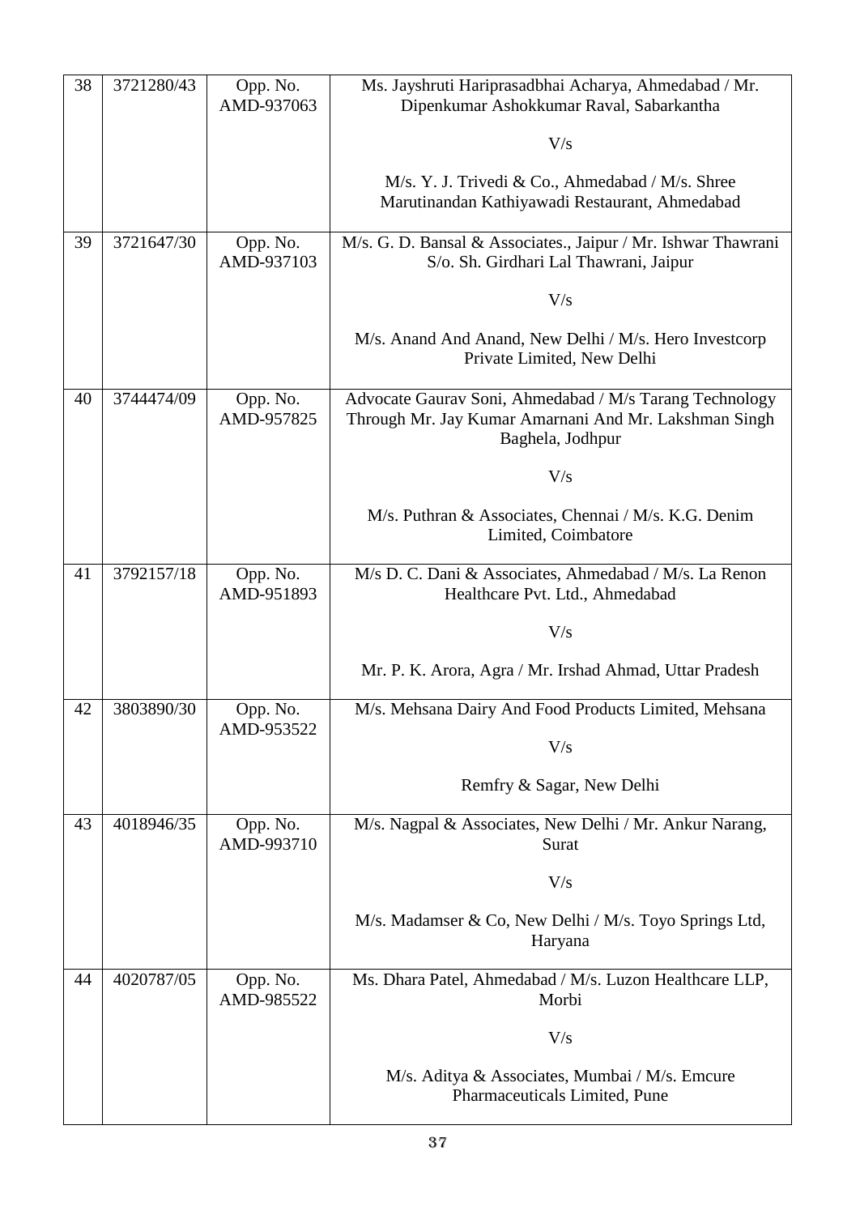| 38 | 3721280/43 | Opp. No. AMD-937063 | Ms. Jayshruti Hariprasadbhai Acharya, Ahmedabad / Mr. Dipenkumar Ashokkumar Raval, Sabarkantha<br><br>V/s<br><br>M/s. Y. J. Trivedi & Co., Ahmedabad / M/s. Shree Marutinandan Kathiyawadi Restaurant, Ahmedabad |
|---|---|---|---|
| 39 | 3721647/30 | Opp. No. AMD-937103 | M/s. G. D. Bansal & Associates., Jaipur / Mr. Ishwar Thawrani S/o. Sh. Girdhari Lal Thawrani, Jaipur<br><br>V/s<br><br>M/s. Anand And Anand, New Delhi / M/s. Hero Investcorp Private Limited, New Delhi |
| 40 | 3744474/09 | Opp. No. AMD-957825 | Advocate Gaurav Soni, Ahmedabad / M/s Tarang Technology Through Mr. Jay Kumar Amarnani And Mr. Lakshman Singh Baghela, Jodhpur<br><br>V/s<br><br>M/s. Puthran & Associates, Chennai / M/s. K.G. Denim Limited, Coimbatore |
| 41 | 3792157/18 | Opp. No. AMD-951893 | M/s D. C. Dani & Associates, Ahmedabad / M/s. La Renon Healthcare Pvt. Ltd., Ahmedabad<br><br>V/s<br><br>Mr. P. K. Arora, Agra / Mr. Irshad Ahmad, Uttar Pradesh |
| 42 | 3803890/30 | Opp. No. AMD-953522 | M/s. Mehsana Dairy And Food Products Limited, Mehsana<br><br>V/s<br><br>Remfry & Sagar, New Delhi |
| 43 | 4018946/35 | Opp. No. AMD-993710 | M/s. Nagpal & Associates, New Delhi / Mr. Ankur Narang, Surat<br><br>V/s<br><br>M/s. Madamser & Co, New Delhi / M/s. Toyo Springs Ltd, Haryana |
| 44 | 4020787/05 | Opp. No. AMD-985522 | Ms. Dhara Patel, Ahmedabad / M/s. Luzon Healthcare LLP, Morbi<br><br>V/s<br><br>M/s. Aditya & Associates, Mumbai / M/s. Emcure Pharmaceuticals Limited, Pune |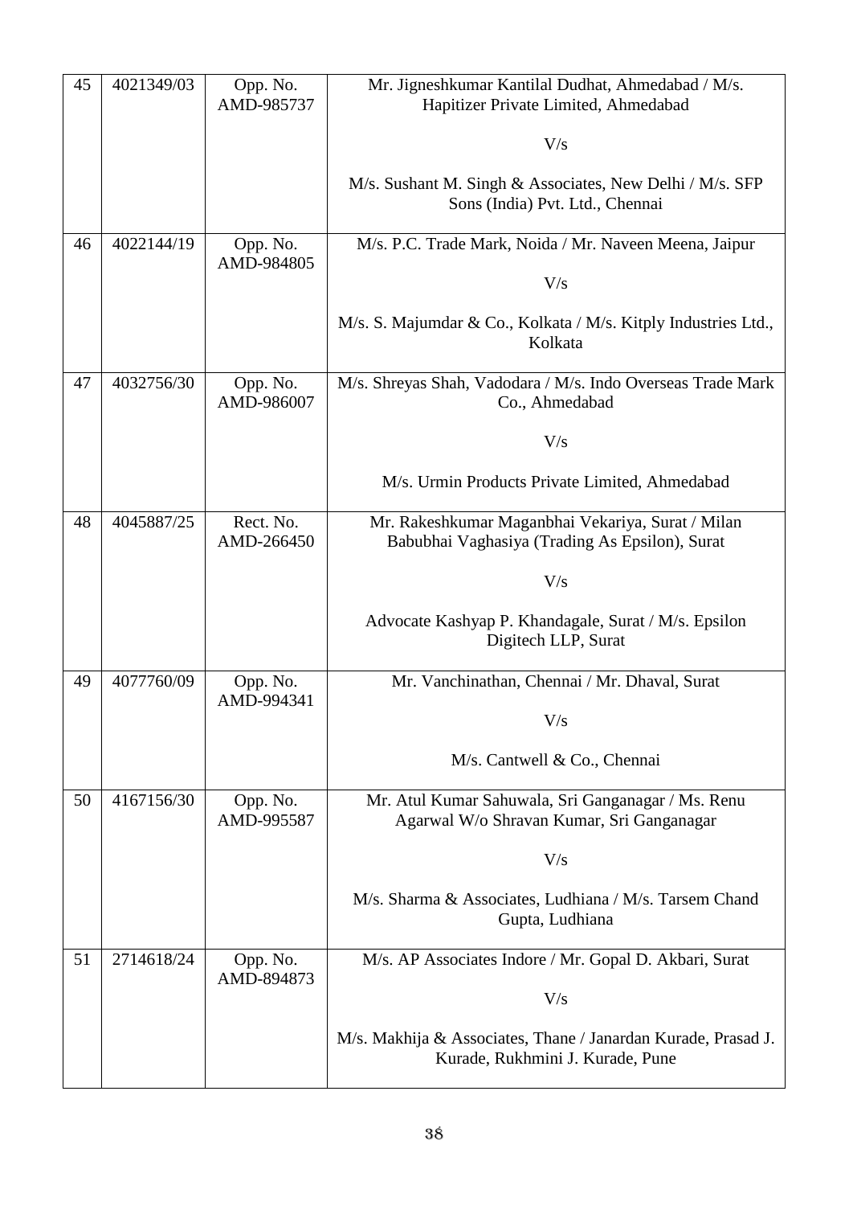| | | | |
|---|---|---|---|
| 45 | 4021349/03 | Opp. No. AMD-985737 | Mr. Jigneshkumar Kantilal Dudhat, Ahmedabad / M/s. Hapitizer Private Limited, Ahmedabad<br><br>V/s<br><br>M/s. Sushant M. Singh & Associates, New Delhi / M/s. SFP Sons (India) Pvt. Ltd., Chennai |
| 46 | 4022144/19 | Opp. No. AMD-984805 | M/s. P.C. Trade Mark, Noida / Mr. Naveen Meena, Jaipur<br><br>V/s<br><br>M/s. S. Majumdar & Co., Kolkata / M/s. Kitply Industries Ltd., Kolkata |
| 47 | 4032756/30 | Opp. No. AMD-986007 | M/s. Shreyas Shah, Vadodara / M/s. Indo Overseas Trade Mark Co., Ahmedabad<br><br>V/s<br><br>M/s. Urmin Products Private Limited, Ahmedabad |
| 48 | 4045887/25 | Rect. No. AMD-266450 | Mr. Rakeshkumar Maganbhai Vekariya, Surat / Milan Babubhai Vaghasiya (Trading As Epsilon), Surat<br><br>V/s<br><br>Advocate Kashyap P. Khandagale, Surat / M/s. Epsilon Digitech LLP, Surat |
| 49 | 4077760/09 | Opp. No. AMD-994341 | Mr. Vanchinathan, Chennai / Mr. Dhaval, Surat<br><br>V/s<br><br>M/s. Cantwell & Co., Chennai |
| 50 | 4167156/30 | Opp. No. AMD-995587 | Mr. Atul Kumar Sahuwala, Sri Ganganagar / Ms. Renu Agarwal W/o Shravan Kumar, Sri Ganganagar<br><br>V/s<br><br>M/s. Sharma & Associates, Ludhiana / M/s. Tarsem Chand Gupta, Ludhiana |
| 51 | 2714618/24 | Opp. No. AMD-894873 | M/s. AP Associates Indore / Mr. Gopal D. Akbari, Surat<br><br>V/s<br><br>M/s. Makhija & Associates, Thane / Janardan Kurade, Prasad J. Kurade, Rukhmini J. Kurade, Pune |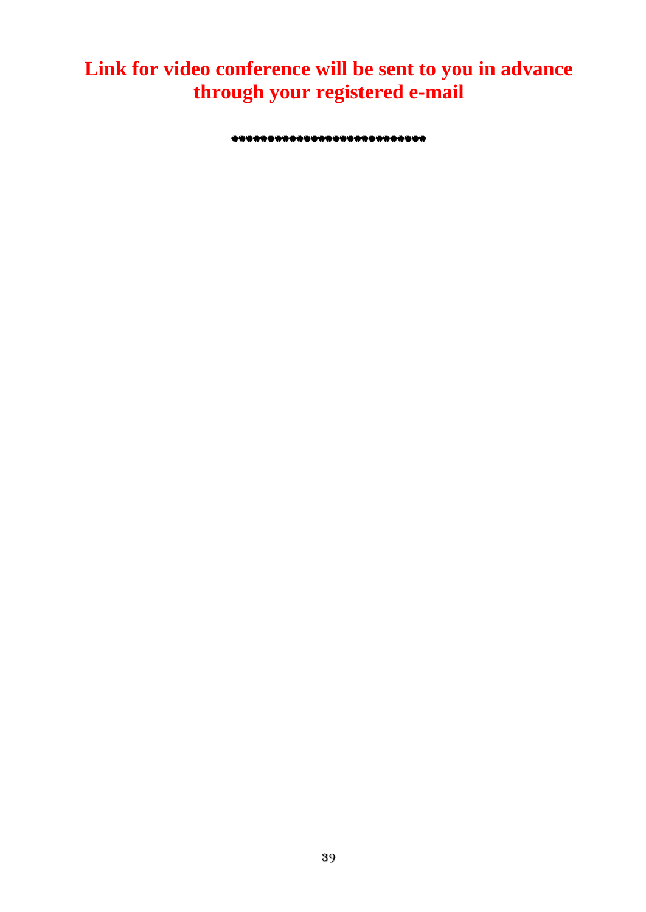**Link for video conference will be sent to you in advance through your registered e-mail**

\*\*\*\*\*\*\*\*\*\*\*\*\*\*\*\*\*\*\*\*\*\*\*\*\*\*\*\*\*\*